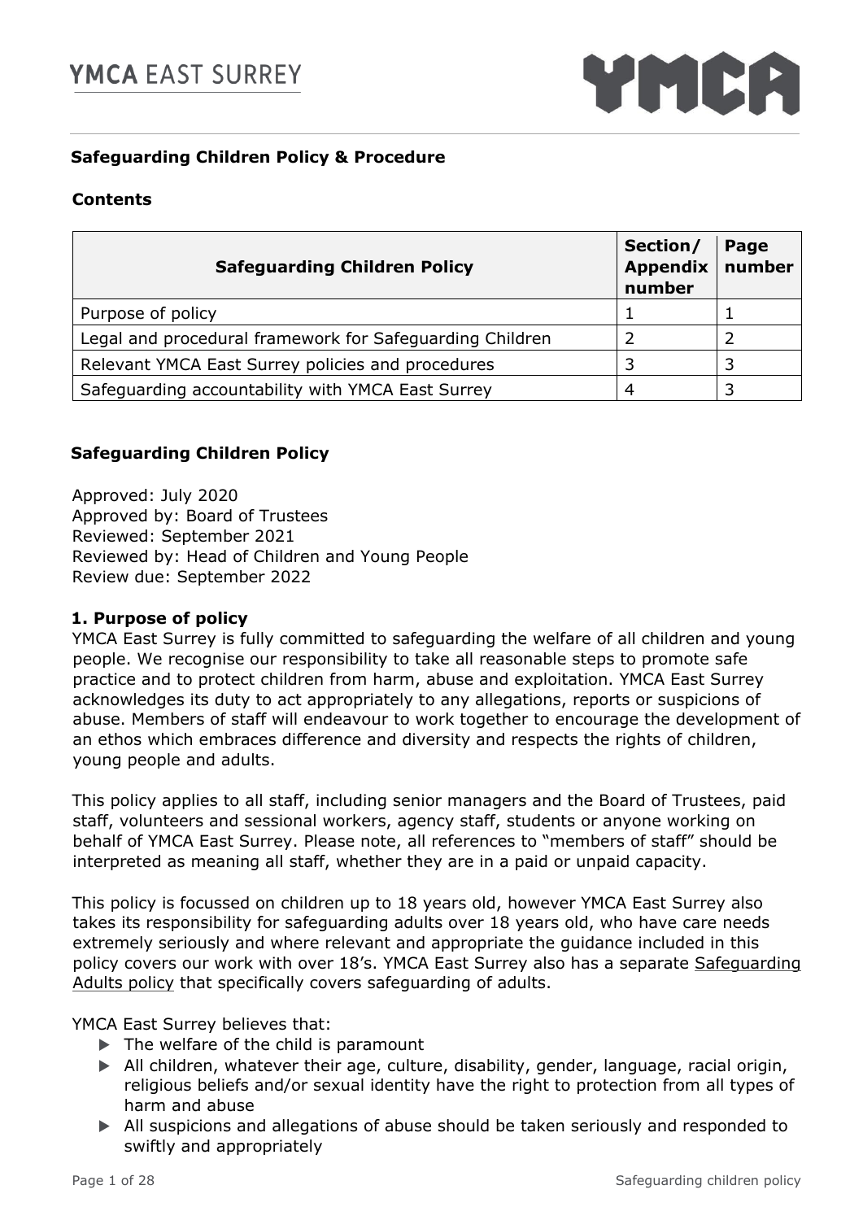## Safeguarding Children Policy & Procedure

### Contents

| Safeguarding Children Policy | Section/ Appendix number | Page number |
|---|---|---|
| Purpose of policy | 1 | 1 |
| Legal and procedural framework for Safeguarding Children | 2 | 2 |
| Relevant YMCA East Surrey policies and procedures | 3 | 3 |
| Safeguarding accountability with YMCA East Surrey | 4 | 3 |

## Safeguarding Children Policy

Approved: July 2020
Approved by: Board of Trustees
Reviewed: September 2021
Reviewed by: Head of Children and Young People
Review due: September 2022

### 1. Purpose of policy

YMCA East Surrey is fully committed to safeguarding the welfare of all children and young people. We recognise our responsibility to take all reasonable steps to promote safe practice and to protect children from harm, abuse and exploitation. YMCA East Surrey acknowledges its duty to act appropriately to any allegations, reports or suspicions of abuse. Members of staff will endeavour to work together to encourage the development of an ethos which embraces difference and diversity and respects the rights of children, young people and adults.

This policy applies to all staff, including senior managers and the Board of Trustees, paid staff, volunteers and sessional workers, agency staff, students or anyone working on behalf of YMCA East Surrey. Please note, all references to "members of staff" should be interpreted as meaning all staff, whether they are in a paid or unpaid capacity.

This policy is focussed on children up to 18 years old, however YMCA East Surrey also takes its responsibility for safeguarding adults over 18 years old, who have care needs extremely seriously and where relevant and appropriate the guidance included in this policy covers our work with over 18's. YMCA East Surrey also has a separate Safeguarding Adults policy that specifically covers safeguarding of adults.

YMCA East Surrey believes that:

- The welfare of the child is paramount
- All children, whatever their age, culture, disability, gender, language, racial origin, religious beliefs and/or sexual identity have the right to protection from all types of harm and abuse
- All suspicions and allegations of abuse should be taken seriously and responded to swiftly and appropriately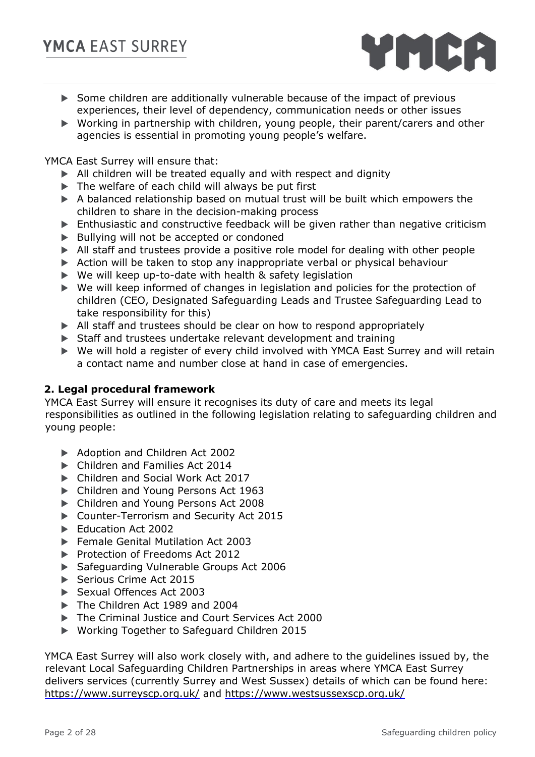- Some children are additionally vulnerable because of the impact of previous experiences, their level of dependency, communication needs or other issues
- Working in partnership with children, young people, their parent/carers and other agencies is essential in promoting young people's welfare.

YMCA East Surrey will ensure that:

- All children will be treated equally and with respect and dignity
- The welfare of each child will always be put first
- A balanced relationship based on mutual trust will be built which empowers the children to share in the decision-making process
- Enthusiastic and constructive feedback will be given rather than negative criticism
- Bullying will not be accepted or condoned
- All staff and trustees provide a positive role model for dealing with other people
- Action will be taken to stop any inappropriate verbal or physical behaviour
- We will keep up-to-date with health & safety legislation
- We will keep informed of changes in legislation and policies for the protection of children (CEO, Designated Safeguarding Leads and Trustee Safeguarding Lead to take responsibility for this)
- All staff and trustees should be clear on how to respond appropriately
- Staff and trustees undertake relevant development and training
- We will hold a register of every child involved with YMCA East Surrey and will retain a contact name and number close at hand in case of emergencies.

**2. Legal procedural framework**

YMCA East Surrey will ensure it recognises its duty of care and meets its legal responsibilities as outlined in the following legislation relating to safeguarding children and young people:

- Adoption and Children Act 2002
- Children and Families Act 2014
- Children and Social Work Act 2017
- Children and Young Persons Act 1963
- Children and Young Persons Act 2008
- Counter-Terrorism and Security Act 2015
- Education Act 2002
- Female Genital Mutilation Act 2003
- Protection of Freedoms Act 2012
- Safeguarding Vulnerable Groups Act 2006
- Serious Crime Act 2015
- Sexual Offences Act 2003
- The Children Act 1989 and 2004
- The Criminal Justice and Court Services Act 2000
- Working Together to Safeguard Children 2015

YMCA East Surrey will also work closely with, and adhere to the guidelines issued by, the relevant Local Safeguarding Children Partnerships in areas where YMCA East Surrey delivers services (currently Surrey and West Sussex) details of which can be found here: https://www.surreyscp.org.uk/ and https://www.westsussexscp.org.uk/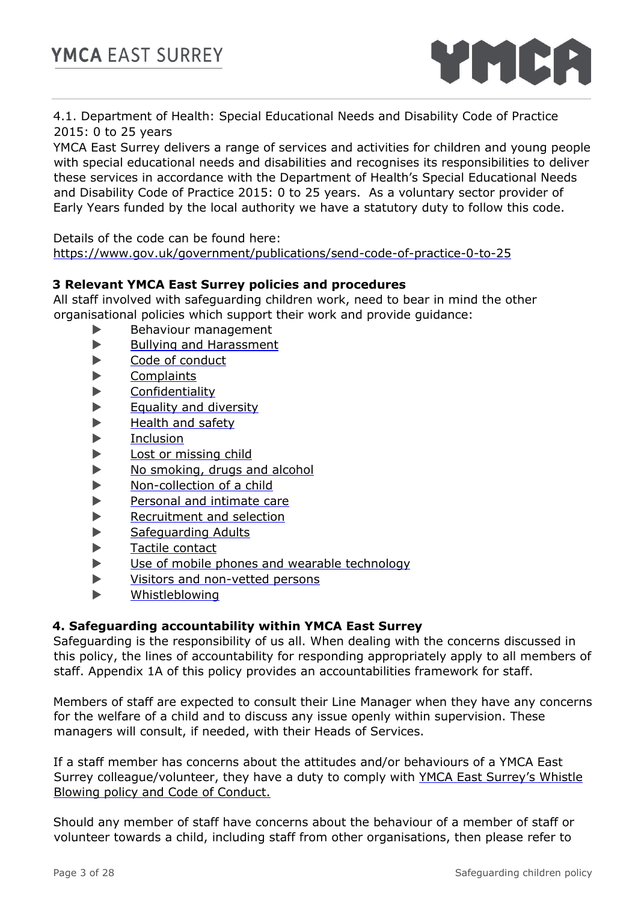4.1. Department of Health: Special Educational Needs and Disability Code of Practice 2015: 0 to 25 years

YMCA East Surrey delivers a range of services and activities for children and young people with special educational needs and disabilities and recognises its responsibilities to deliver these services in accordance with the Department of Health's Special Educational Needs and Disability Code of Practice 2015: 0 to 25 years. As a voluntary sector provider of Early Years funded by the local authority we have a statutory duty to follow this code.

Details of the code can be found here:
https://www.gov.uk/government/publications/send-code-of-practice-0-to-25

### 3 Relevant YMCA East Surrey policies and procedures

All staff involved with safeguarding children work, need to bear in mind the other organisational policies which support their work and provide guidance:

- Behaviour management
- Bullying and Harassment
- Code of conduct
- Complaints
- Confidentiality
- Equality and diversity
- Health and safety
- Inclusion
- Lost or missing child
- No smoking, drugs and alcohol
- Non-collection of a child
- Personal and intimate care
- Recruitment and selection
- Safeguarding Adults
- Tactile contact
- Use of mobile phones and wearable technology
- Visitors and non-vetted persons
- Whistleblowing

### 4. Safeguarding accountability within YMCA East Surrey

Safeguarding is the responsibility of us all. When dealing with the concerns discussed in this policy, the lines of accountability for responding appropriately apply to all members of staff. Appendix 1A of this policy provides an accountabilities framework for staff.

Members of staff are expected to consult their Line Manager when they have any concerns for the welfare of a child and to discuss any issue openly within supervision. These managers will consult, if needed, with their Heads of Services.

If a staff member has concerns about the attitudes and/or behaviours of a YMCA East Surrey colleague/volunteer, they have a duty to comply with YMCA East Surrey's Whistle Blowing policy and Code of Conduct.

Should any member of staff have concerns about the behaviour of a member of staff or volunteer towards a child, including staff from other organisations, then please refer to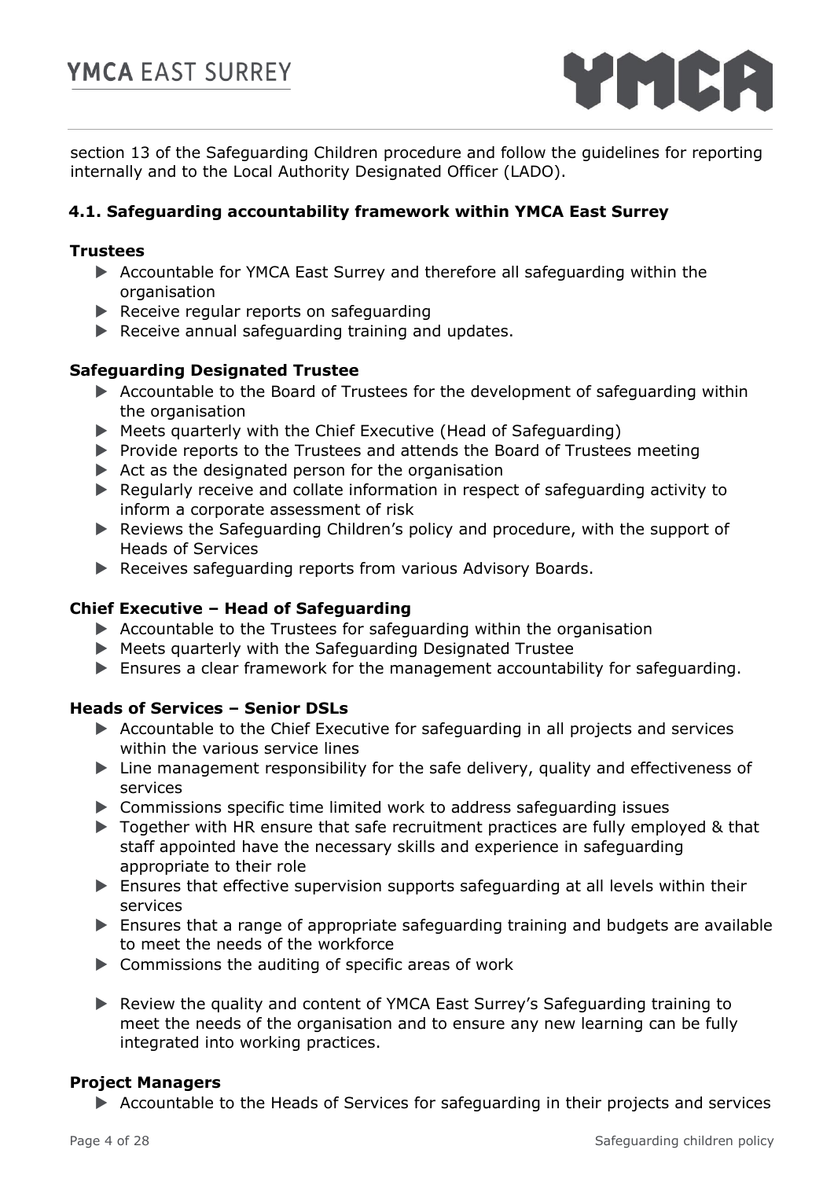section 13 of the Safeguarding Children procedure and follow the guidelines for reporting internally and to the Local Authority Designated Officer (LADO).

### 4.1. Safeguarding accountability framework within YMCA East Surrey

**Trustees**

- Accountable for YMCA East Surrey and therefore all safeguarding within the organisation
- Receive regular reports on safeguarding
- Receive annual safeguarding training and updates.

**Safeguarding Designated Trustee**

- Accountable to the Board of Trustees for the development of safeguarding within the organisation
- Meets quarterly with the Chief Executive (Head of Safeguarding)
- Provide reports to the Trustees and attends the Board of Trustees meeting
- Act as the designated person for the organisation
- Regularly receive and collate information in respect of safeguarding activity to inform a corporate assessment of risk
- Reviews the Safeguarding Children's policy and procedure, with the support of Heads of Services
- Receives safeguarding reports from various Advisory Boards.

**Chief Executive – Head of Safeguarding**

- Accountable to the Trustees for safeguarding within the organisation
- Meets quarterly with the Safeguarding Designated Trustee
- Ensures a clear framework for the management accountability for safeguarding.

**Heads of Services – Senior DSLs**

- Accountable to the Chief Executive for safeguarding in all projects and services within the various service lines
- Line management responsibility for the safe delivery, quality and effectiveness of services
- Commissions specific time limited work to address safeguarding issues
- Together with HR ensure that safe recruitment practices are fully employed & that staff appointed have the necessary skills and experience in safeguarding appropriate to their role
- Ensures that effective supervision supports safeguarding at all levels within their services
- Ensures that a range of appropriate safeguarding training and budgets are available to meet the needs of the workforce
- Commissions the auditing of specific areas of work
- Review the quality and content of YMCA East Surrey's Safeguarding training to meet the needs of the organisation and to ensure any new learning can be fully integrated into working practices.

**Project Managers**

- Accountable to the Heads of Services for safeguarding in their projects and services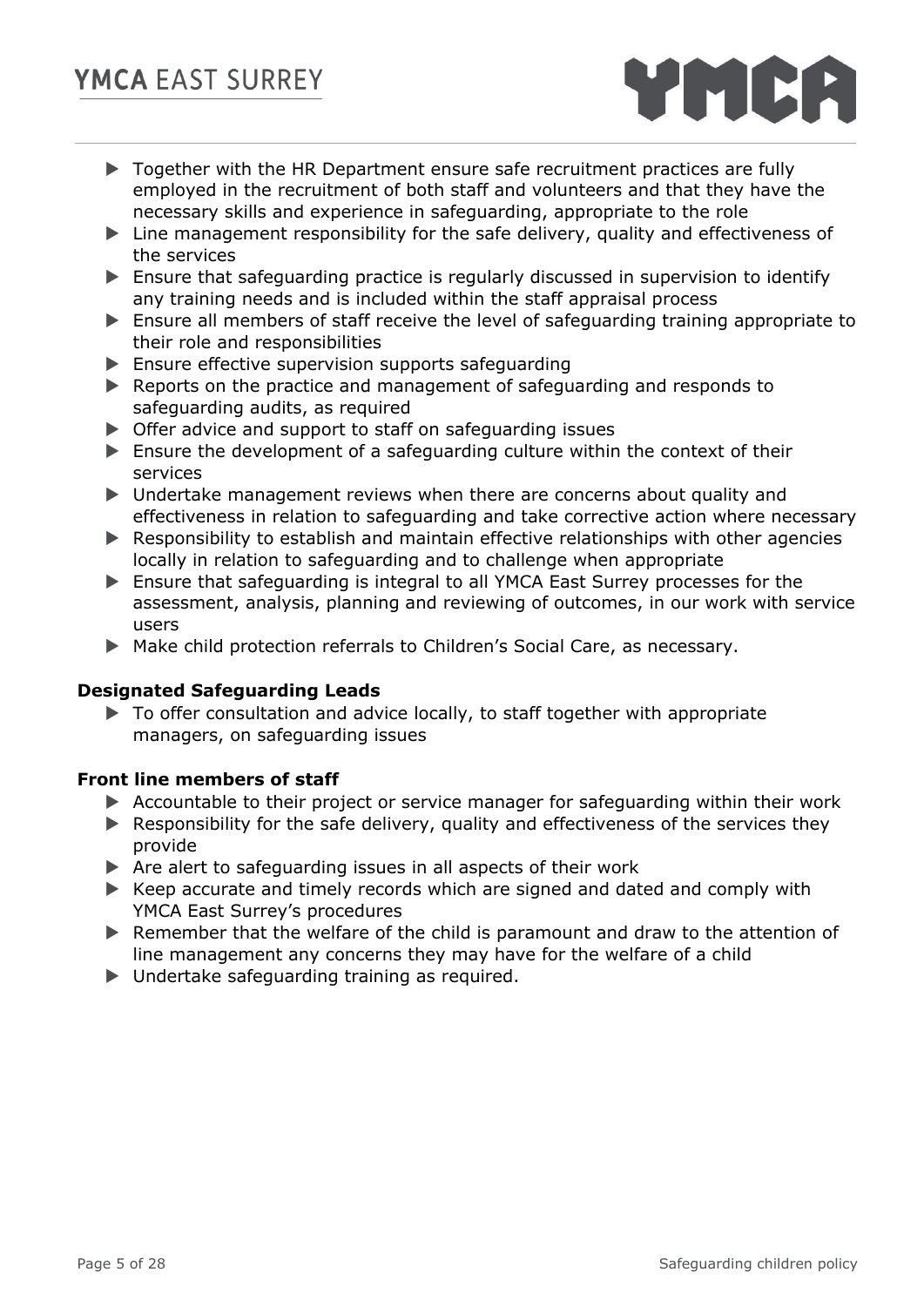- Together with the HR Department ensure safe recruitment practices are fully employed in the recruitment of both staff and volunteers and that they have the necessary skills and experience in safeguarding, appropriate to the role
- Line management responsibility for the safe delivery, quality and effectiveness of the services
- Ensure that safeguarding practice is regularly discussed in supervision to identify any training needs and is included within the staff appraisal process
- Ensure all members of staff receive the level of safeguarding training appropriate to their role and responsibilities
- Ensure effective supervision supports safeguarding
- Reports on the practice and management of safeguarding and responds to safeguarding audits, as required
- Offer advice and support to staff on safeguarding issues
- Ensure the development of a safeguarding culture within the context of their services
- Undertake management reviews when there are concerns about quality and effectiveness in relation to safeguarding and take corrective action where necessary
- Responsibility to establish and maintain effective relationships with other agencies locally in relation to safeguarding and to challenge when appropriate
- Ensure that safeguarding is integral to all YMCA East Surrey processes for the assessment, analysis, planning and reviewing of outcomes, in our work with service users
- Make child protection referrals to Children's Social Care, as necessary.

**Designated Safeguarding Leads**

- To offer consultation and advice locally, to staff together with appropriate managers, on safeguarding issues

**Front line members of staff**

- Accountable to their project or service manager for safeguarding within their work
- Responsibility for the safe delivery, quality and effectiveness of the services they provide
- Are alert to safeguarding issues in all aspects of their work
- Keep accurate and timely records which are signed and dated and comply with YMCA East Surrey's procedures
- Remember that the welfare of the child is paramount and draw to the attention of line management any concerns they may have for the welfare of a child
- Undertake safeguarding training as required.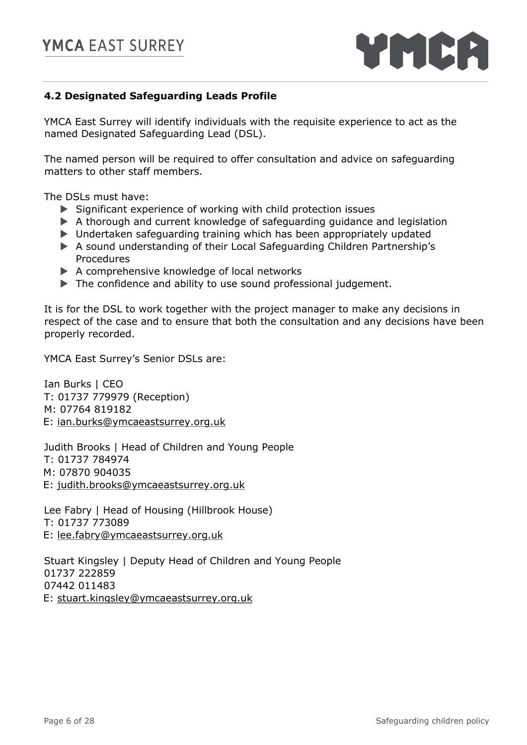### 4.2 Designated Safeguarding Leads Profile

YMCA East Surrey will identify individuals with the requisite experience to act as the named Designated Safeguarding Lead (DSL).

The named person will be required to offer consultation and advice on safeguarding matters to other staff members.

The DSLs must have:

- Significant experience of working with child protection issues
- A thorough and current knowledge of safeguarding guidance and legislation
- Undertaken safeguarding training which has been appropriately updated
- A sound understanding of their Local Safeguarding Children Partnership's Procedures
- A comprehensive knowledge of local networks
- The confidence and ability to use sound professional judgement.

It is for the DSL to work together with the project manager to make any decisions in respect of the case and to ensure that both the consultation and any decisions have been properly recorded.

YMCA East Surrey's Senior DSLs are:

Ian Burks | CEO
T: 01737 779979 (Reception)
M: 07764 819182
E: ian.burks@ymcaeastsurrey.org.uk

Judith Brooks | Head of Children and Young People
T: 01737 784974
M: 07870 904035
E: judith.brooks@ymcaeastsurrey.org.uk

Lee Fabry | Head of Housing (Hillbrook House)
T: 01737 773089
E: lee.fabry@ymcaeastsurrey.org.uk

Stuart Kingsley | Deputy Head of Children and Young People
01737 222859
07442 011483
E: stuart.kingsley@ymcaeastsurrey.org.uk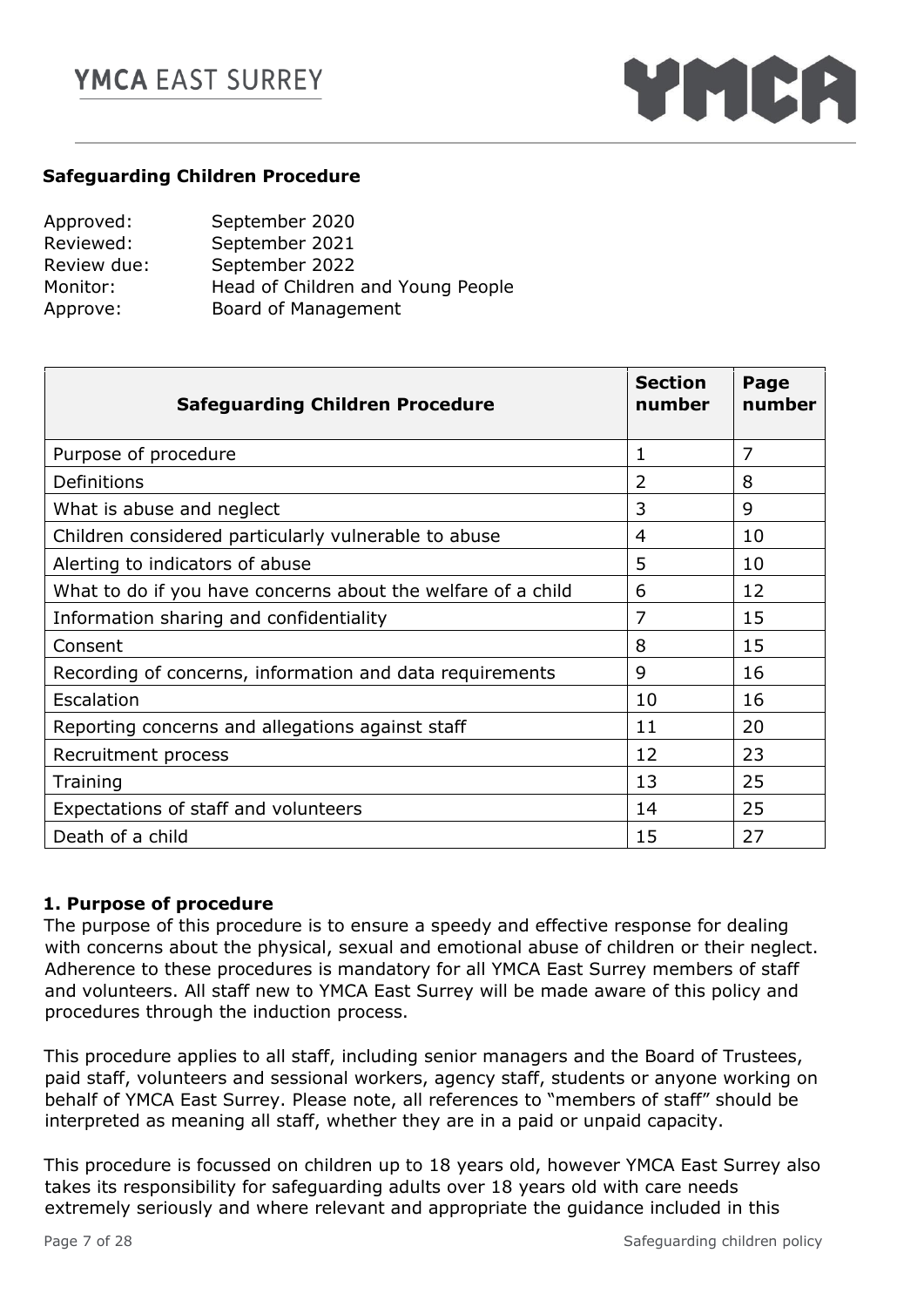**Safeguarding Children Procedure**

| | |
|---|---|
| Approved: | September 2020 |
| Reviewed: | September 2021 |
| Review due: | September 2022 |
| Monitor: | Head of Children and Young People |
| Approve: | Board of Management |

| Safeguarding Children Procedure | Section number | Page number |
|---|---|---|
| Purpose of procedure | 1 | 7 |
| Definitions | 2 | 8 |
| What is abuse and neglect | 3 | 9 |
| Children considered particularly vulnerable to abuse | 4 | 10 |
| Alerting to indicators of abuse | 5 | 10 |
| What to do if you have concerns about the welfare of a child | 6 | 12 |
| Information sharing and confidentiality | 7 | 15 |
| Consent | 8 | 15 |
| Recording of concerns, information and data requirements | 9 | 16 |
| Escalation | 10 | 16 |
| Reporting concerns and allegations against staff | 11 | 20 |
| Recruitment process | 12 | 23 |
| Training | 13 | 25 |
| Expectations of staff and volunteers | 14 | 25 |
| Death of a child | 15 | 27 |

## 1. Purpose of procedure

The purpose of this procedure is to ensure a speedy and effective response for dealing with concerns about the physical, sexual and emotional abuse of children or their neglect. Adherence to these procedures is mandatory for all YMCA East Surrey members of staff and volunteers. All staff new to YMCA East Surrey will be made aware of this policy and procedures through the induction process.

This procedure applies to all staff, including senior managers and the Board of Trustees, paid staff, volunteers and sessional workers, agency staff, students or anyone working on behalf of YMCA East Surrey. Please note, all references to "members of staff" should be interpreted as meaning all staff, whether they are in a paid or unpaid capacity.

This procedure is focussed on children up to 18 years old, however YMCA East Surrey also takes its responsibility for safeguarding adults over 18 years old with care needs extremely seriously and where relevant and appropriate the guidance included in this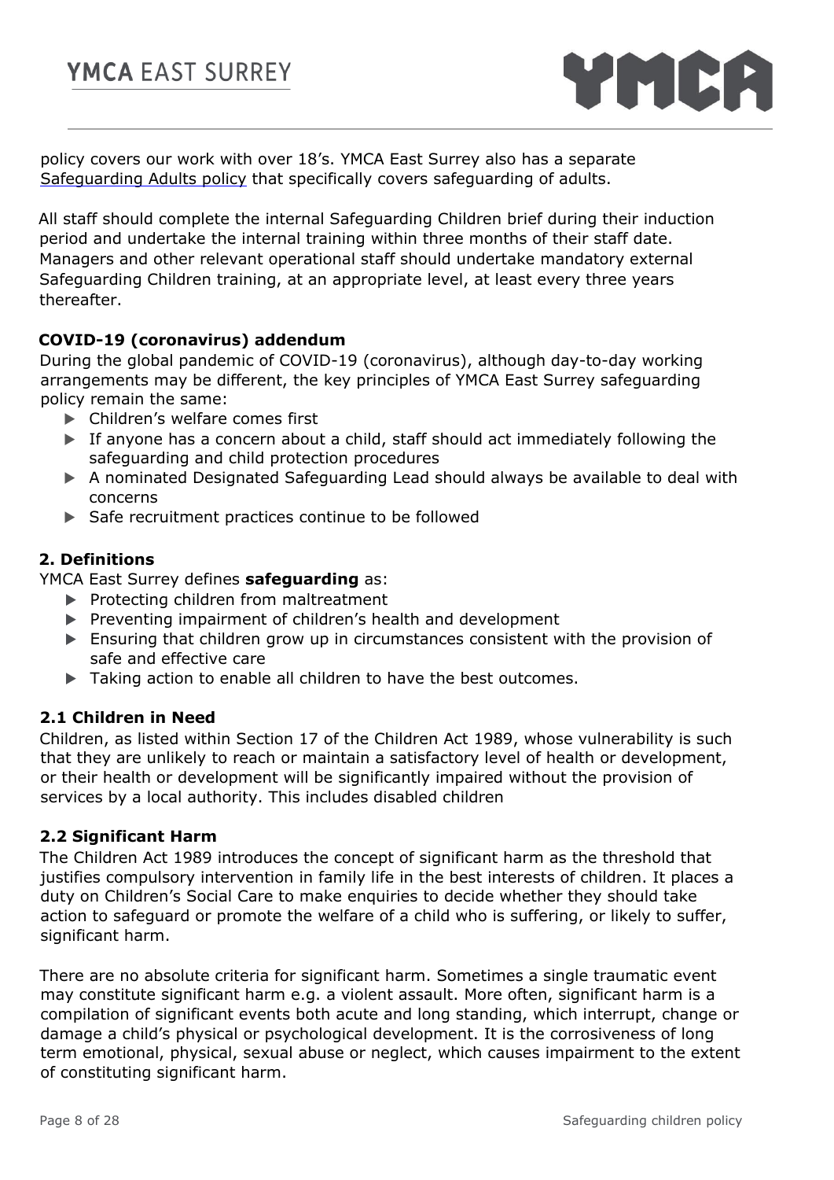policy covers our work with over 18's. YMCA East Surrey also has a separate Safeguarding Adults policy that specifically covers safeguarding of adults.

All staff should complete the internal Safeguarding Children brief during their induction period and undertake the internal training within three months of their staff date. Managers and other relevant operational staff should undertake mandatory external Safeguarding Children training, at an appropriate level, at least every three years thereafter.

**COVID-19 (coronavirus) addendum**

During the global pandemic of COVID-19 (coronavirus), although day-to-day working arrangements may be different, the key principles of YMCA East Surrey safeguarding policy remain the same:

- Children's welfare comes first
- If anyone has a concern about a child, staff should act immediately following the safeguarding and child protection procedures
- A nominated Designated Safeguarding Lead should always be available to deal with concerns
- Safe recruitment practices continue to be followed

## 2. Definitions

YMCA East Surrey defines **safeguarding** as:

- Protecting children from maltreatment
- Preventing impairment of children's health and development
- Ensuring that children grow up in circumstances consistent with the provision of safe and effective care
- Taking action to enable all children to have the best outcomes.

### 2.1 Children in Need

Children, as listed within Section 17 of the Children Act 1989, whose vulnerability is such that they are unlikely to reach or maintain a satisfactory level of health or development, or their health or development will be significantly impaired without the provision of services by a local authority. This includes disabled children

### 2.2 Significant Harm

The Children Act 1989 introduces the concept of significant harm as the threshold that justifies compulsory intervention in family life in the best interests of children. It places a duty on Children's Social Care to make enquiries to decide whether they should take action to safeguard or promote the welfare of a child who is suffering, or likely to suffer, significant harm.

There are no absolute criteria for significant harm. Sometimes a single traumatic event may constitute significant harm e.g. a violent assault. More often, significant harm is a compilation of significant events both acute and long standing, which interrupt, change or damage a child's physical or psychological development. It is the corrosiveness of long term emotional, physical, sexual abuse or neglect, which causes impairment to the extent of constituting significant harm.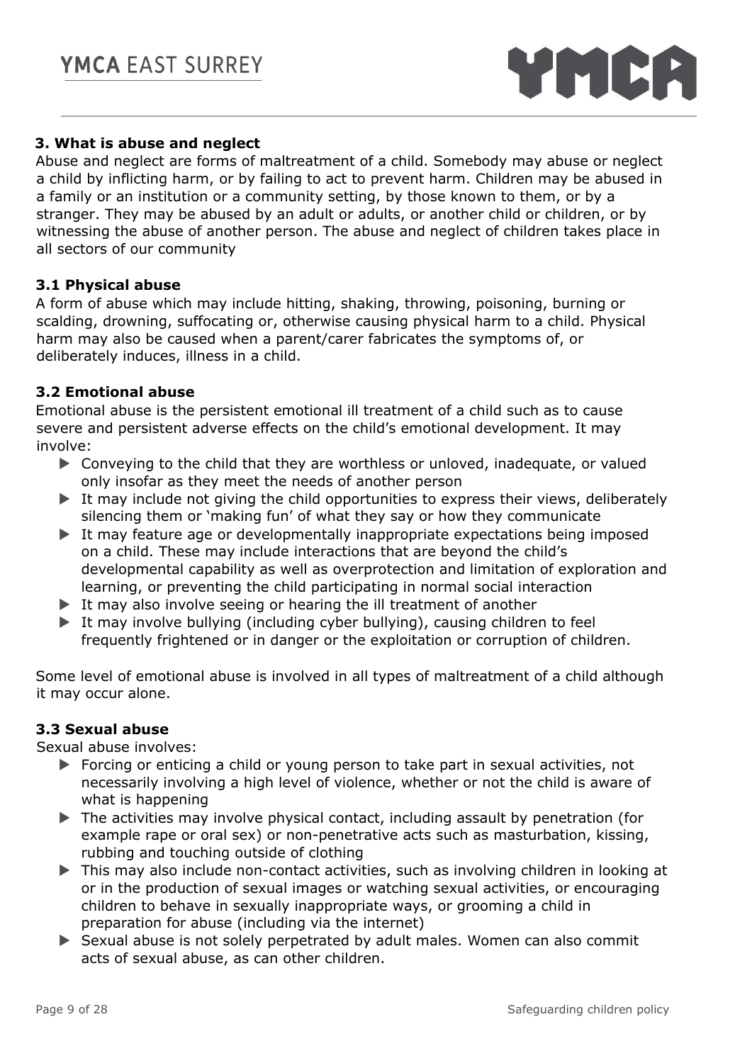## 3. What is abuse and neglect

Abuse and neglect are forms of maltreatment of a child. Somebody may abuse or neglect a child by inflicting harm, or by failing to act to prevent harm. Children may be abused in a family or an institution or a community setting, by those known to them, or by a stranger. They may be abused by an adult or adults, or another child or children, or by witnessing the abuse of another person. The abuse and neglect of children takes place in all sectors of our community

### 3.1 Physical abuse

A form of abuse which may include hitting, shaking, throwing, poisoning, burning or scalding, drowning, suffocating or, otherwise causing physical harm to a child. Physical harm may also be caused when a parent/carer fabricates the symptoms of, or deliberately induces, illness in a child.

### 3.2 Emotional abuse

Emotional abuse is the persistent emotional ill treatment of a child such as to cause severe and persistent adverse effects on the child's emotional development. It may involve:

- Conveying to the child that they are worthless or unloved, inadequate, or valued only insofar as they meet the needs of another person
- It may include not giving the child opportunities to express their views, deliberately silencing them or 'making fun' of what they say or how they communicate
- It may feature age or developmentally inappropriate expectations being imposed on a child. These may include interactions that are beyond the child's developmental capability as well as overprotection and limitation of exploration and learning, or preventing the child participating in normal social interaction
- It may also involve seeing or hearing the ill treatment of another
- It may involve bullying (including cyber bullying), causing children to feel frequently frightened or in danger or the exploitation or corruption of children.

Some level of emotional abuse is involved in all types of maltreatment of a child although it may occur alone.

### 3.3 Sexual abuse

Sexual abuse involves:

- Forcing or enticing a child or young person to take part in sexual activities, not necessarily involving a high level of violence, whether or not the child is aware of what is happening
- The activities may involve physical contact, including assault by penetration (for example rape or oral sex) or non-penetrative acts such as masturbation, kissing, rubbing and touching outside of clothing
- This may also include non-contact activities, such as involving children in looking at or in the production of sexual images or watching sexual activities, or encouraging children to behave in sexually inappropriate ways, or grooming a child in preparation for abuse (including via the internet)
- Sexual abuse is not solely perpetrated by adult males. Women can also commit acts of sexual abuse, as can other children.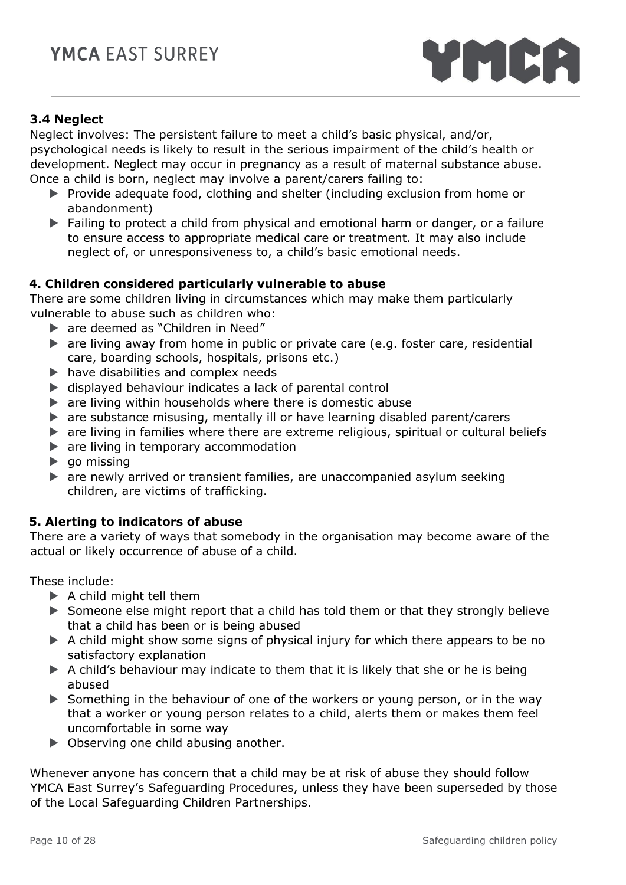### 3.4 Neglect

Neglect involves: The persistent failure to meet a child's basic physical, and/or, psychological needs is likely to result in the serious impairment of the child's health or development. Neglect may occur in pregnancy as a result of maternal substance abuse. Once a child is born, neglect may involve a parent/carers failing to:

- Provide adequate food, clothing and shelter (including exclusion from home or abandonment)
- Failing to protect a child from physical and emotional harm or danger, or a failure to ensure access to appropriate medical care or treatment. It may also include neglect of, or unresponsiveness to, a child's basic emotional needs.

## 4. Children considered particularly vulnerable to abuse

There are some children living in circumstances which may make them particularly vulnerable to abuse such as children who:

- are deemed as "Children in Need"
- are living away from home in public or private care (e.g. foster care, residential care, boarding schools, hospitals, prisons etc.)
- have disabilities and complex needs
- displayed behaviour indicates a lack of parental control
- are living within households where there is domestic abuse
- are substance misusing, mentally ill or have learning disabled parent/carers
- are living in families where there are extreme religious, spiritual or cultural beliefs
- are living in temporary accommodation
- go missing
- are newly arrived or transient families, are unaccompanied asylum seeking children, are victims of trafficking.

## 5. Alerting to indicators of abuse

There are a variety of ways that somebody in the organisation may become aware of the actual or likely occurrence of abuse of a child.

These include:

- A child might tell them
- Someone else might report that a child has told them or that they strongly believe that a child has been or is being abused
- A child might show some signs of physical injury for which there appears to be no satisfactory explanation
- A child's behaviour may indicate to them that it is likely that she or he is being abused
- Something in the behaviour of one of the workers or young person, or in the way that a worker or young person relates to a child, alerts them or makes them feel uncomfortable in some way
- Observing one child abusing another.

Whenever anyone has concern that a child may be at risk of abuse they should follow YMCA East Surrey's Safeguarding Procedures, unless they have been superseded by those of the Local Safeguarding Children Partnerships.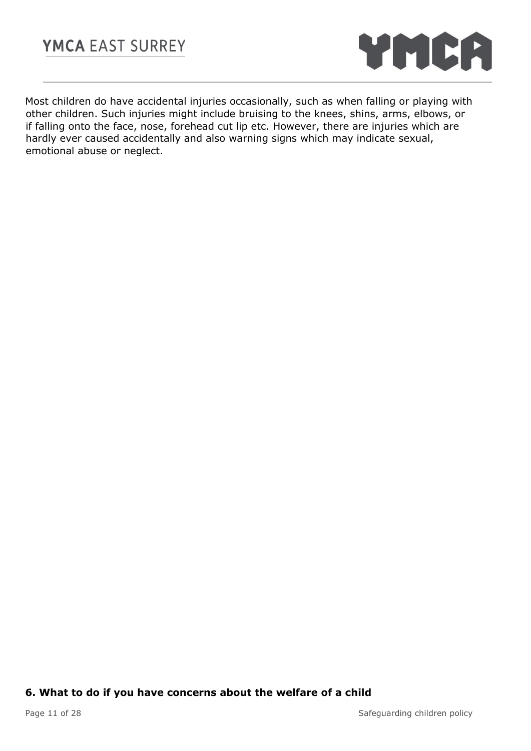Most children do have accidental injuries occasionally, such as when falling or playing with other children. Such injuries might include bruising to the knees, shins, arms, elbows, or if falling onto the face, nose, forehead cut lip etc. However, there are injuries which are hardly ever caused accidentally and also warning signs which may indicate sexual, emotional abuse or neglect.

## 6. What to do if you have concerns about the welfare of a child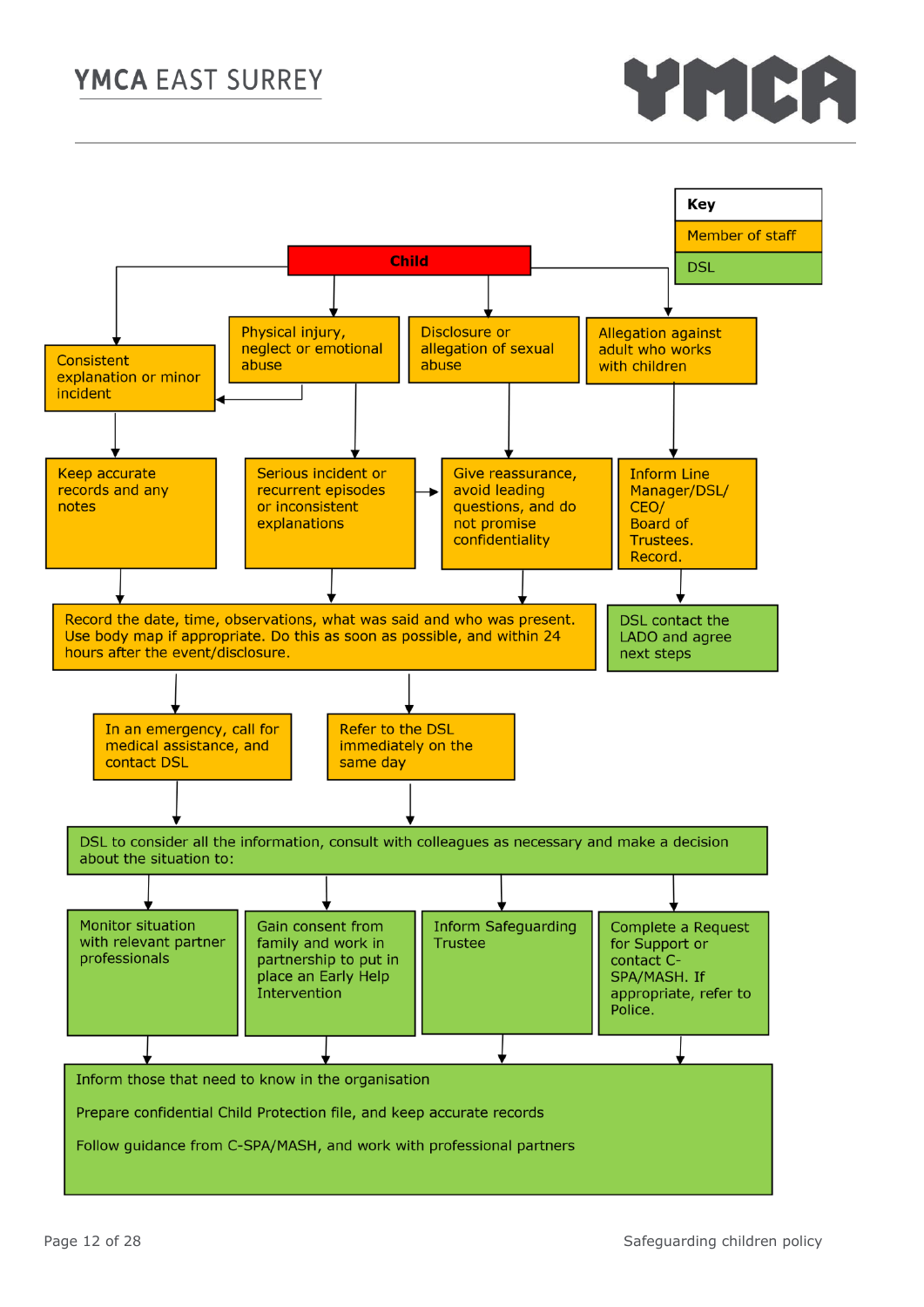**Key**

- Member of staff
- DSL

**Child**

- Consistent explanation or minor incident
  - Keep accurate records and any notes
- Physical injury, neglect or emotional abuse
  - Consistent explanation or minor incident
  - Serious incident or recurrent episodes or inconsistent explanations
    - Give reassurance, avoid leading questions, and do not promise confidentiality
- Disclosure or allegation of sexual abuse
  - Give reassurance, avoid leading questions, and do not promise confidentiality
- Allegation against adult who works with children
  - Inform Line Manager/DSL/ CEO/ Board of Trustees. Record.
    - DSL contact the LADO and agree next steps

Record the date, time, observations, what was said and who was present. Use body map if appropriate. Do this as soon as possible, and within 24 hours after the event/disclosure.

- In an emergency, call for medical assistance, and contact DSL
- Refer to the DSL immediately on the same day

DSL to consider all the information, consult with colleagues as necessary and make a decision about the situation to:

- Monitor situation with relevant partner professionals
- Gain consent from family and work in partnership to put in place an Early Help Intervention
- Inform Safeguarding Trustee
- Complete a Request for Support or contact C-SPA/MASH. If appropriate, refer to Police.

Inform those that need to know in the organisation

Prepare confidential Child Protection file, and keep accurate records

Follow guidance from C-SPA/MASH, and work with professional partners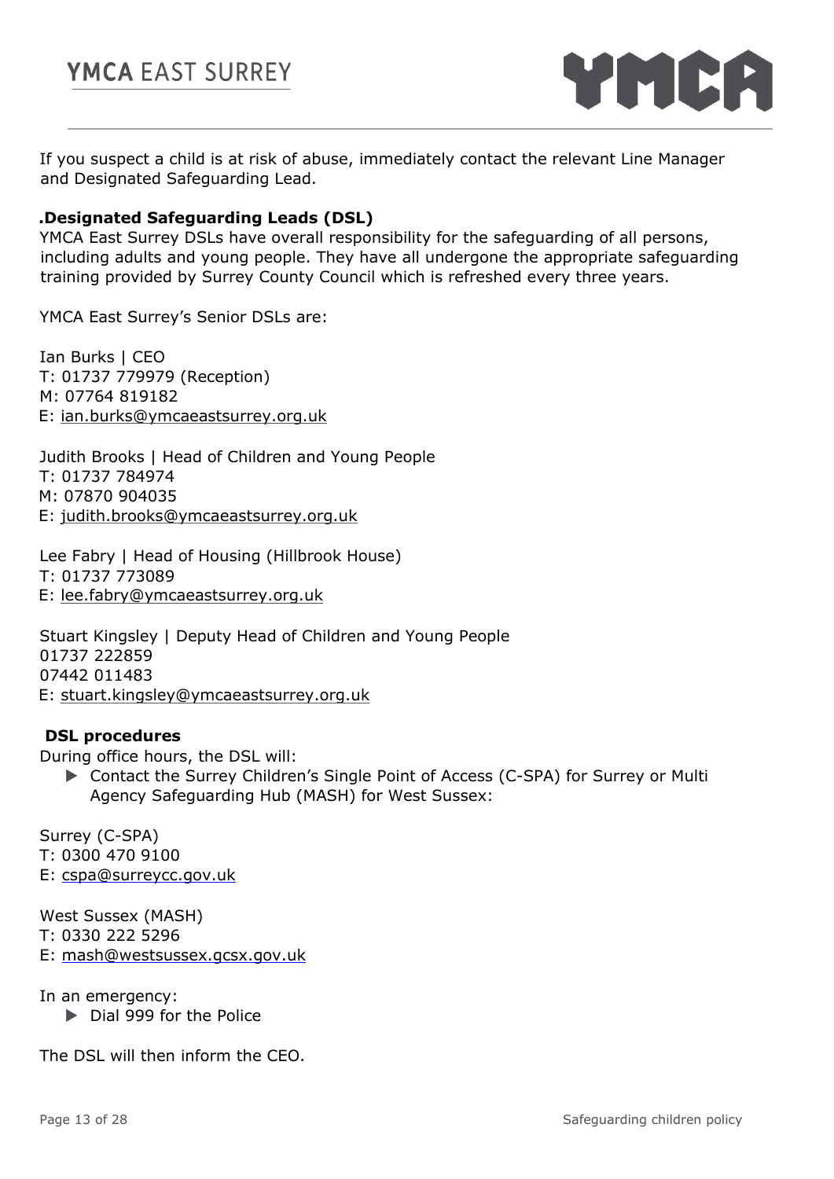If you suspect a child is at risk of abuse, immediately contact the relevant Line Manager and Designated Safeguarding Lead.

### .Designated Safeguarding Leads (DSL)

YMCA East Surrey DSLs have overall responsibility for the safeguarding of all persons, including adults and young people. They have all undergone the appropriate safeguarding training provided by Surrey County Council which is refreshed every three years.

YMCA East Surrey's Senior DSLs are:

Ian Burks | CEO
T: 01737 779979 (Reception)
M: 07764 819182
E: ian.burks@ymcaeastsurrey.org.uk

Judith Brooks | Head of Children and Young People
T: 01737 784974
M: 07870 904035
E: judith.brooks@ymcaeastsurrey.org.uk

Lee Fabry | Head of Housing (Hillbrook House)
T: 01737 773089
E: lee.fabry@ymcaeastsurrey.org.uk

Stuart Kingsley | Deputy Head of Children and Young People
01737 222859
07442 011483
E: stuart.kingsley@ymcaeastsurrey.org.uk

### DSL procedures

During office hours, the DSL will:

- Contact the Surrey Children's Single Point of Access (C-SPA) for Surrey or Multi Agency Safeguarding Hub (MASH) for West Sussex:

Surrey (C-SPA)
T: 0300 470 9100
E: cspa@surreycc.gov.uk

West Sussex (MASH)
T: 0330 222 5296
E: mash@westsussex.gcsx.gov.uk

In an emergency:

- Dial 999 for the Police

The DSL will then inform the CEO.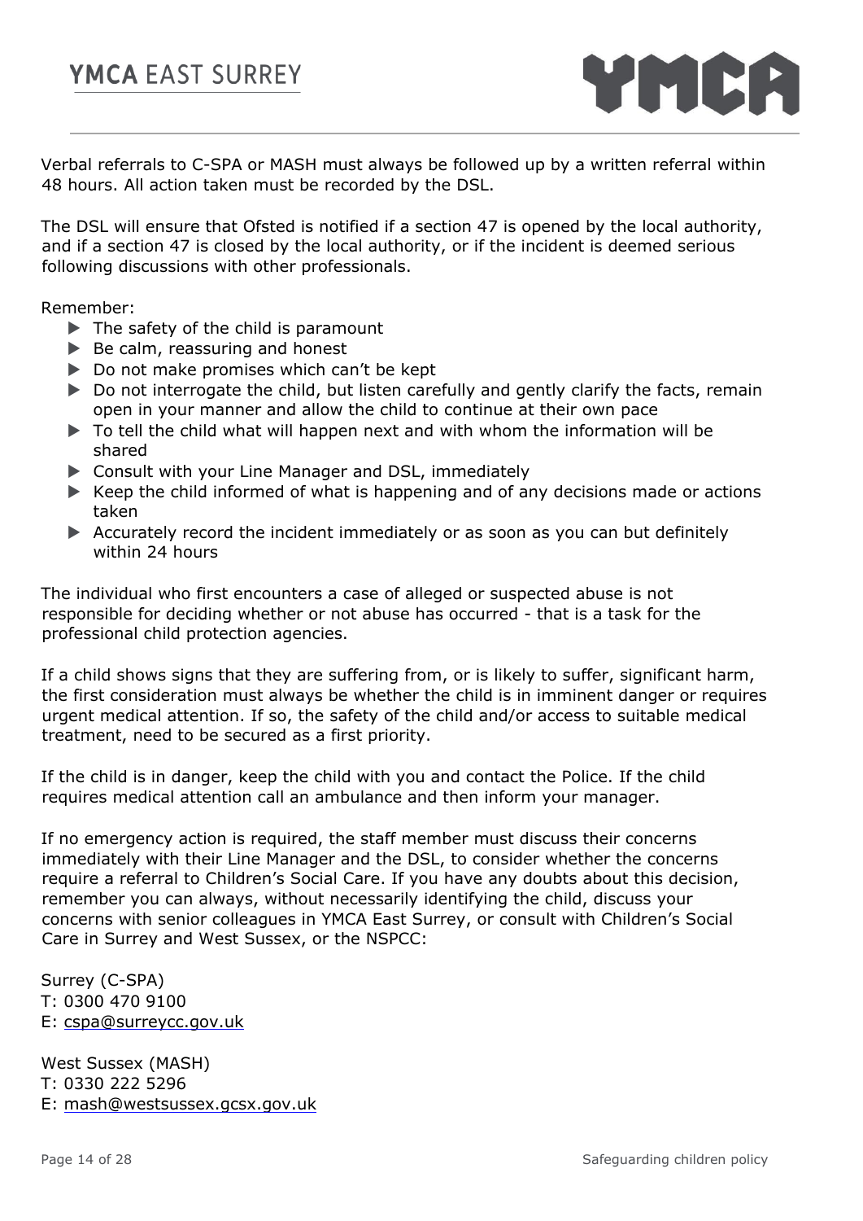Verbal referrals to C-SPA or MASH must always be followed up by a written referral within 48 hours. All action taken must be recorded by the DSL.

The DSL will ensure that Ofsted is notified if a section 47 is opened by the local authority, and if a section 47 is closed by the local authority, or if the incident is deemed serious following discussions with other professionals.

Remember:

- The safety of the child is paramount
- Be calm, reassuring and honest
- Do not make promises which can't be kept
- Do not interrogate the child, but listen carefully and gently clarify the facts, remain open in your manner and allow the child to continue at their own pace
- To tell the child what will happen next and with whom the information will be shared
- Consult with your Line Manager and DSL, immediately
- Keep the child informed of what is happening and of any decisions made or actions taken
- Accurately record the incident immediately or as soon as you can but definitely within 24 hours

The individual who first encounters a case of alleged or suspected abuse is not responsible for deciding whether or not abuse has occurred - that is a task for the professional child protection agencies.

If a child shows signs that they are suffering from, or is likely to suffer, significant harm, the first consideration must always be whether the child is in imminent danger or requires urgent medical attention. If so, the safety of the child and/or access to suitable medical treatment, need to be secured as a first priority.

If the child is in danger, keep the child with you and contact the Police. If the child requires medical attention call an ambulance and then inform your manager.

If no emergency action is required, the staff member must discuss their concerns immediately with their Line Manager and the DSL, to consider whether the concerns require a referral to Children's Social Care. If you have any doubts about this decision, remember you can always, without necessarily identifying the child, discuss your concerns with senior colleagues in YMCA East Surrey, or consult with Children's Social Care in Surrey and West Sussex, or the NSPCC:

Surrey (C-SPA)
T: 0300 470 9100
E: cspa@surreycc.gov.uk

West Sussex (MASH)
T: 0330 222 5296
E: mash@westsussex.gcsx.gov.uk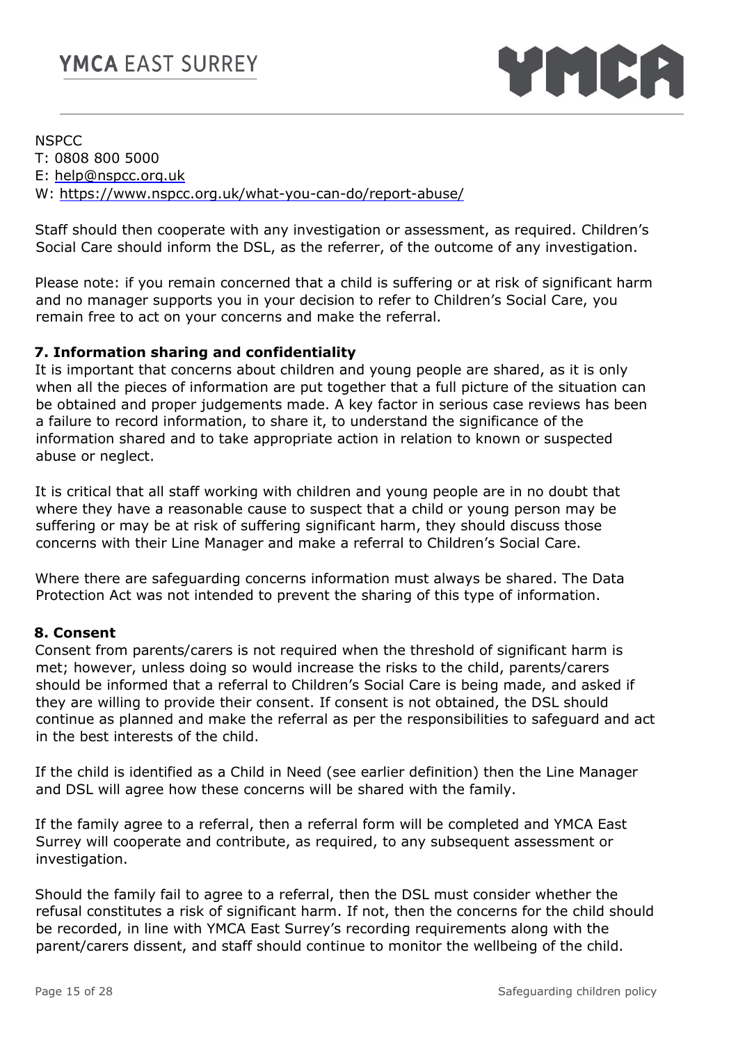NSPCC
T: 0808 800 5000
E: help@nspcc.org.uk
W: https://www.nspcc.org.uk/what-you-can-do/report-abuse/

Staff should then cooperate with any investigation or assessment, as required. Children's Social Care should inform the DSL, as the referrer, of the outcome of any investigation.

Please note: if you remain concerned that a child is suffering or at risk of significant harm and no manager supports you in your decision to refer to Children's Social Care, you remain free to act on your concerns and make the referral.

## 7. Information sharing and confidentiality

It is important that concerns about children and young people are shared, as it is only when all the pieces of information are put together that a full picture of the situation can be obtained and proper judgements made. A key factor in serious case reviews has been a failure to record information, to share it, to understand the significance of the information shared and to take appropriate action in relation to known or suspected abuse or neglect.

It is critical that all staff working with children and young people are in no doubt that where they have a reasonable cause to suspect that a child or young person may be suffering or may be at risk of suffering significant harm, they should discuss those concerns with their Line Manager and make a referral to Children's Social Care.

Where there are safeguarding concerns information must always be shared. The Data Protection Act was not intended to prevent the sharing of this type of information.

## 8. Consent

Consent from parents/carers is not required when the threshold of significant harm is met; however, unless doing so would increase the risks to the child, parents/carers should be informed that a referral to Children's Social Care is being made, and asked if they are willing to provide their consent. If consent is not obtained, the DSL should continue as planned and make the referral as per the responsibilities to safeguard and act in the best interests of the child.

If the child is identified as a Child in Need (see earlier definition) then the Line Manager and DSL will agree how these concerns will be shared with the family.

If the family agree to a referral, then a referral form will be completed and YMCA East Surrey will cooperate and contribute, as required, to any subsequent assessment or investigation.

Should the family fail to agree to a referral, then the DSL must consider whether the refusal constitutes a risk of significant harm. If not, then the concerns for the child should be recorded, in line with YMCA East Surrey's recording requirements along with the parent/carers dissent, and staff should continue to monitor the wellbeing of the child.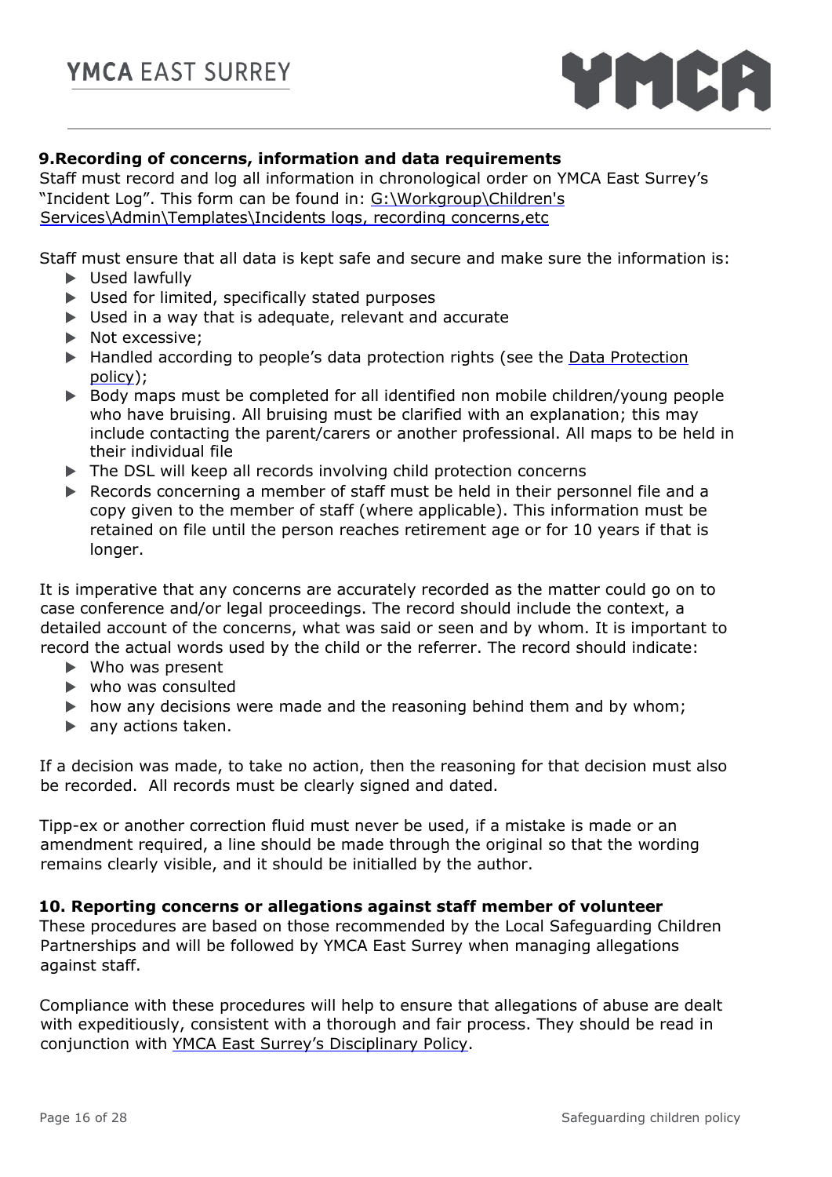## 9.Recording of concerns, information and data requirements

Staff must record and log all information in chronological order on YMCA East Surrey's "Incident Log". This form can be found in: G:\Workgroup\Children's Services\Admin\Templates\Incidents logs, recording concerns,etc

Staff must ensure that all data is kept safe and secure and make sure the information is:

- Used lawfully
- Used for limited, specifically stated purposes
- Used in a way that is adequate, relevant and accurate
- Not excessive;
- Handled according to people's data protection rights (see the Data Protection policy);
- Body maps must be completed for all identified non mobile children/young people who have bruising. All bruising must be clarified with an explanation; this may include contacting the parent/carers or another professional. All maps to be held in their individual file
- The DSL will keep all records involving child protection concerns
- Records concerning a member of staff must be held in their personnel file and a copy given to the member of staff (where applicable). This information must be retained on file until the person reaches retirement age or for 10 years if that is longer.

It is imperative that any concerns are accurately recorded as the matter could go on to case conference and/or legal proceedings. The record should include the context, a detailed account of the concerns, what was said or seen and by whom. It is important to record the actual words used by the child or the referrer. The record should indicate:

- Who was present
- who was consulted
- how any decisions were made and the reasoning behind them and by whom;
- any actions taken.

If a decision was made, to take no action, then the reasoning for that decision must also be recorded. All records must be clearly signed and dated.

Tipp-ex or another correction fluid must never be used, if a mistake is made or an amendment required, a line should be made through the original so that the wording remains clearly visible, and it should be initialled by the author.

## 10. Reporting concerns or allegations against staff member of volunteer

These procedures are based on those recommended by the Local Safeguarding Children Partnerships and will be followed by YMCA East Surrey when managing allegations against staff.

Compliance with these procedures will help to ensure that allegations of abuse are dealt with expeditiously, consistent with a thorough and fair process. They should be read in conjunction with YMCA East Surrey's Disciplinary Policy.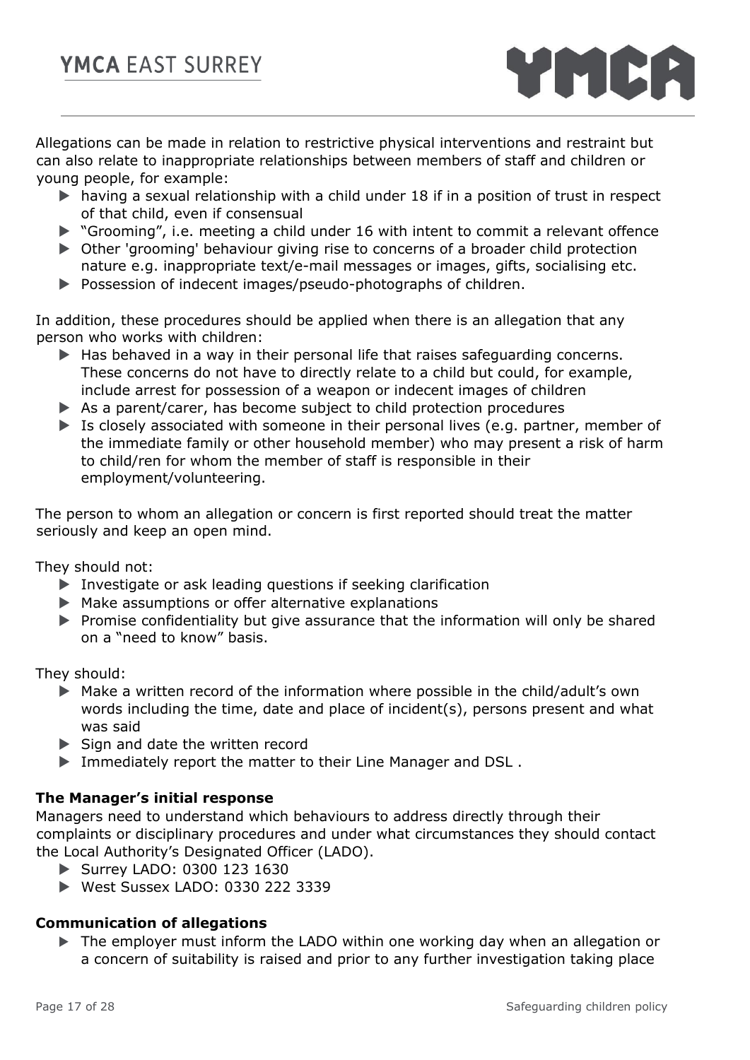Allegations can be made in relation to restrictive physical interventions and restraint but can also relate to inappropriate relationships between members of staff and children or young people, for example:

- having a sexual relationship with a child under 18 if in a position of trust in respect of that child, even if consensual
- "Grooming", i.e. meeting a child under 16 with intent to commit a relevant offence
- Other 'grooming' behaviour giving rise to concerns of a broader child protection nature e.g. inappropriate text/e-mail messages or images, gifts, socialising etc.
- Possession of indecent images/pseudo-photographs of children.

In addition, these procedures should be applied when there is an allegation that any person who works with children:

- Has behaved in a way in their personal life that raises safeguarding concerns. These concerns do not have to directly relate to a child but could, for example, include arrest for possession of a weapon or indecent images of children
- As a parent/carer, has become subject to child protection procedures
- Is closely associated with someone in their personal lives (e.g. partner, member of the immediate family or other household member) who may present a risk of harm to child/ren for whom the member of staff is responsible in their employment/volunteering.

The person to whom an allegation or concern is first reported should treat the matter seriously and keep an open mind.

They should not:

- Investigate or ask leading questions if seeking clarification
- Make assumptions or offer alternative explanations
- Promise confidentiality but give assurance that the information will only be shared on a "need to know" basis.

They should:

- Make a written record of the information where possible in the child/adult's own words including the time, date and place of incident(s), persons present and what was said
- Sign and date the written record
- Immediately report the matter to their Line Manager and DSL .

**The Manager's initial response**

Managers need to understand which behaviours to address directly through their complaints or disciplinary procedures and under what circumstances they should contact the Local Authority's Designated Officer (LADO).

- Surrey LADO: 0300 123 1630
- West Sussex LADO: 0330 222 3339

**Communication of allegations**

- The employer must inform the LADO within one working day when an allegation or a concern of suitability is raised and prior to any further investigation taking place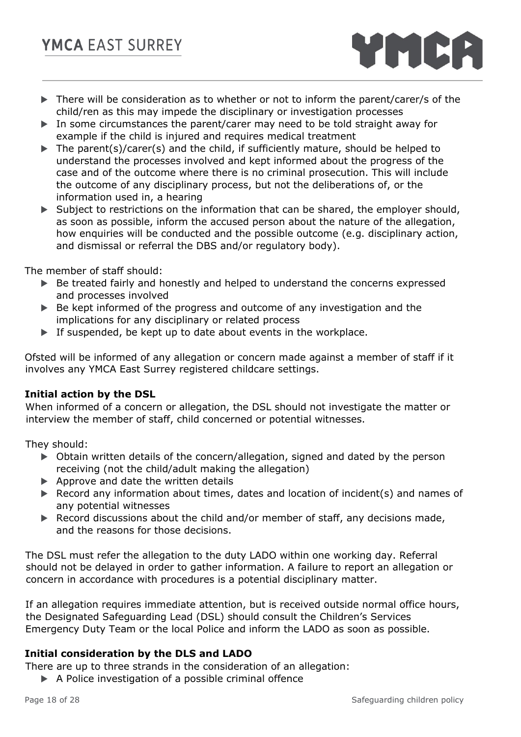- There will be consideration as to whether or not to inform the parent/carer/s of the child/ren as this may impede the disciplinary or investigation processes
- In some circumstances the parent/carer may need to be told straight away for example if the child is injured and requires medical treatment
- The parent(s)/carer(s) and the child, if sufficiently mature, should be helped to understand the processes involved and kept informed about the progress of the case and of the outcome where there is no criminal prosecution. This will include the outcome of any disciplinary process, but not the deliberations of, or the information used in, a hearing
- Subject to restrictions on the information that can be shared, the employer should, as soon as possible, inform the accused person about the nature of the allegation, how enquiries will be conducted and the possible outcome (e.g. disciplinary action, and dismissal or referral the DBS and/or regulatory body).

The member of staff should:

- Be treated fairly and honestly and helped to understand the concerns expressed and processes involved
- Be kept informed of the progress and outcome of any investigation and the implications for any disciplinary or related process
- If suspended, be kept up to date about events in the workplace.

Ofsted will be informed of any allegation or concern made against a member of staff if it involves any YMCA East Surrey registered childcare settings.

**Initial action by the DSL**

When informed of a concern or allegation, the DSL should not investigate the matter or interview the member of staff, child concerned or potential witnesses.

They should:

- Obtain written details of the concern/allegation, signed and dated by the person receiving (not the child/adult making the allegation)
- Approve and date the written details
- Record any information about times, dates and location of incident(s) and names of any potential witnesses
- Record discussions about the child and/or member of staff, any decisions made, and the reasons for those decisions.

The DSL must refer the allegation to the duty LADO within one working day. Referral should not be delayed in order to gather information. A failure to report an allegation or concern in accordance with procedures is a potential disciplinary matter.

If an allegation requires immediate attention, but is received outside normal office hours, the Designated Safeguarding Lead (DSL) should consult the Children's Services Emergency Duty Team or the local Police and inform the LADO as soon as possible.

**Initial consideration by the DLS and LADO**

There are up to three strands in the consideration of an allegation:

- A Police investigation of a possible criminal offence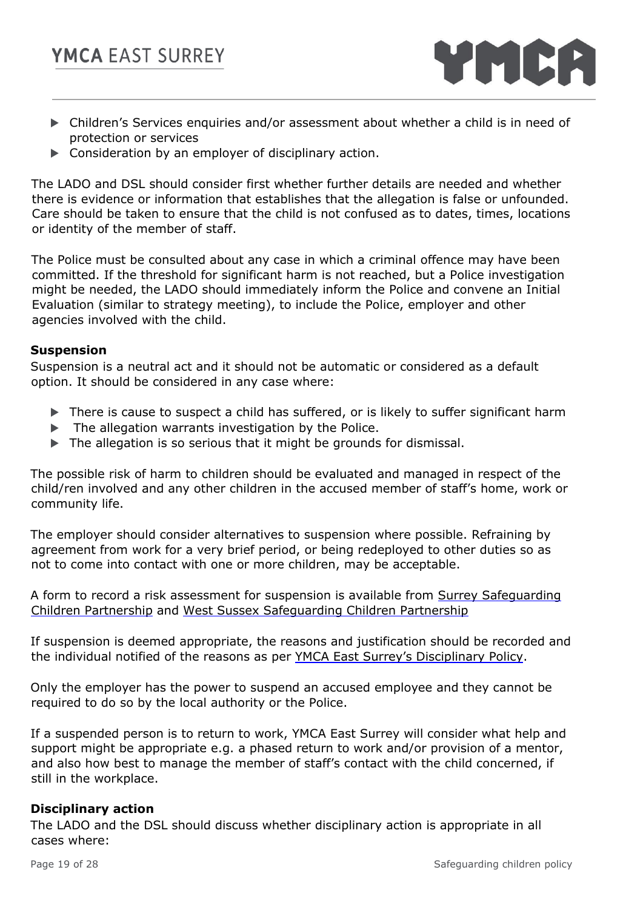- Children's Services enquiries and/or assessment about whether a child is in need of protection or services
- Consideration by an employer of disciplinary action.

The LADO and DSL should consider first whether further details are needed and whether there is evidence or information that establishes that the allegation is false or unfounded. Care should be taken to ensure that the child is not confused as to dates, times, locations or identity of the member of staff.

The Police must be consulted about any case in which a criminal offence may have been committed. If the threshold for significant harm is not reached, but a Police investigation might be needed, the LADO should immediately inform the Police and convene an Initial Evaluation (similar to strategy meeting), to include the Police, employer and other agencies involved with the child.

### Suspension

Suspension is a neutral act and it should not be automatic or considered as a default option. It should be considered in any case where:

- There is cause to suspect a child has suffered, or is likely to suffer significant harm
- The allegation warrants investigation by the Police.
- The allegation is so serious that it might be grounds for dismissal.

The possible risk of harm to children should be evaluated and managed in respect of the child/ren involved and any other children in the accused member of staff's home, work or community life.

The employer should consider alternatives to suspension where possible. Refraining by agreement from work for a very brief period, or being redeployed to other duties so as not to come into contact with one or more children, may be acceptable.

A form to record a risk assessment for suspension is available from Surrey Safeguarding Children Partnership and West Sussex Safeguarding Children Partnership

If suspension is deemed appropriate, the reasons and justification should be recorded and the individual notified of the reasons as per YMCA East Surrey's Disciplinary Policy.

Only the employer has the power to suspend an accused employee and they cannot be required to do so by the local authority or the Police.

If a suspended person is to return to work, YMCA East Surrey will consider what help and support might be appropriate e.g. a phased return to work and/or provision of a mentor, and also how best to manage the member of staff's contact with the child concerned, if still in the workplace.

### Disciplinary action

The LADO and the DSL should discuss whether disciplinary action is appropriate in all cases where: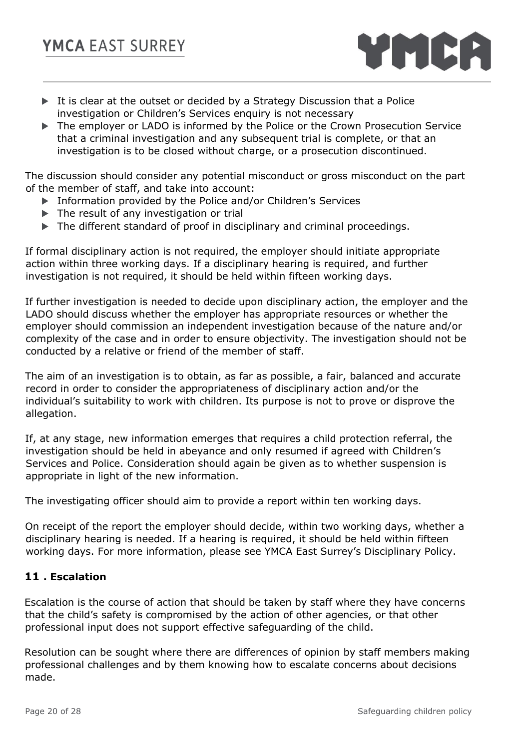- It is clear at the outset or decided by a Strategy Discussion that a Police investigation or Children's Services enquiry is not necessary
- The employer or LADO is informed by the Police or the Crown Prosecution Service that a criminal investigation and any subsequent trial is complete, or that an investigation is to be closed without charge, or a prosecution discontinued.

The discussion should consider any potential misconduct or gross misconduct on the part of the member of staff, and take into account:

- Information provided by the Police and/or Children's Services
- The result of any investigation or trial
- The different standard of proof in disciplinary and criminal proceedings.

If formal disciplinary action is not required, the employer should initiate appropriate action within three working days. If a disciplinary hearing is required, and further investigation is not required, it should be held within fifteen working days.

If further investigation is needed to decide upon disciplinary action, the employer and the LADO should discuss whether the employer has appropriate resources or whether the employer should commission an independent investigation because of the nature and/or complexity of the case and in order to ensure objectivity. The investigation should not be conducted by a relative or friend of the member of staff.

The aim of an investigation is to obtain, as far as possible, a fair, balanced and accurate record in order to consider the appropriateness of disciplinary action and/or the individual's suitability to work with children. Its purpose is not to prove or disprove the allegation.

If, at any stage, new information emerges that requires a child protection referral, the investigation should be held in abeyance and only resumed if agreed with Children's Services and Police. Consideration should again be given as to whether suspension is appropriate in light of the new information.

The investigating officer should aim to provide a report within ten working days.

On receipt of the report the employer should decide, within two working days, whether a disciplinary hearing is needed. If a hearing is required, it should be held within fifteen working days. For more information, please see YMCA East Surrey's Disciplinary Policy.

## 11 . Escalation

Escalation is the course of action that should be taken by staff where they have concerns that the child's safety is compromised by the action of other agencies, or that other professional input does not support effective safeguarding of the child.

Resolution can be sought where there are differences of opinion by staff members making professional challenges and by them knowing how to escalate concerns about decisions made.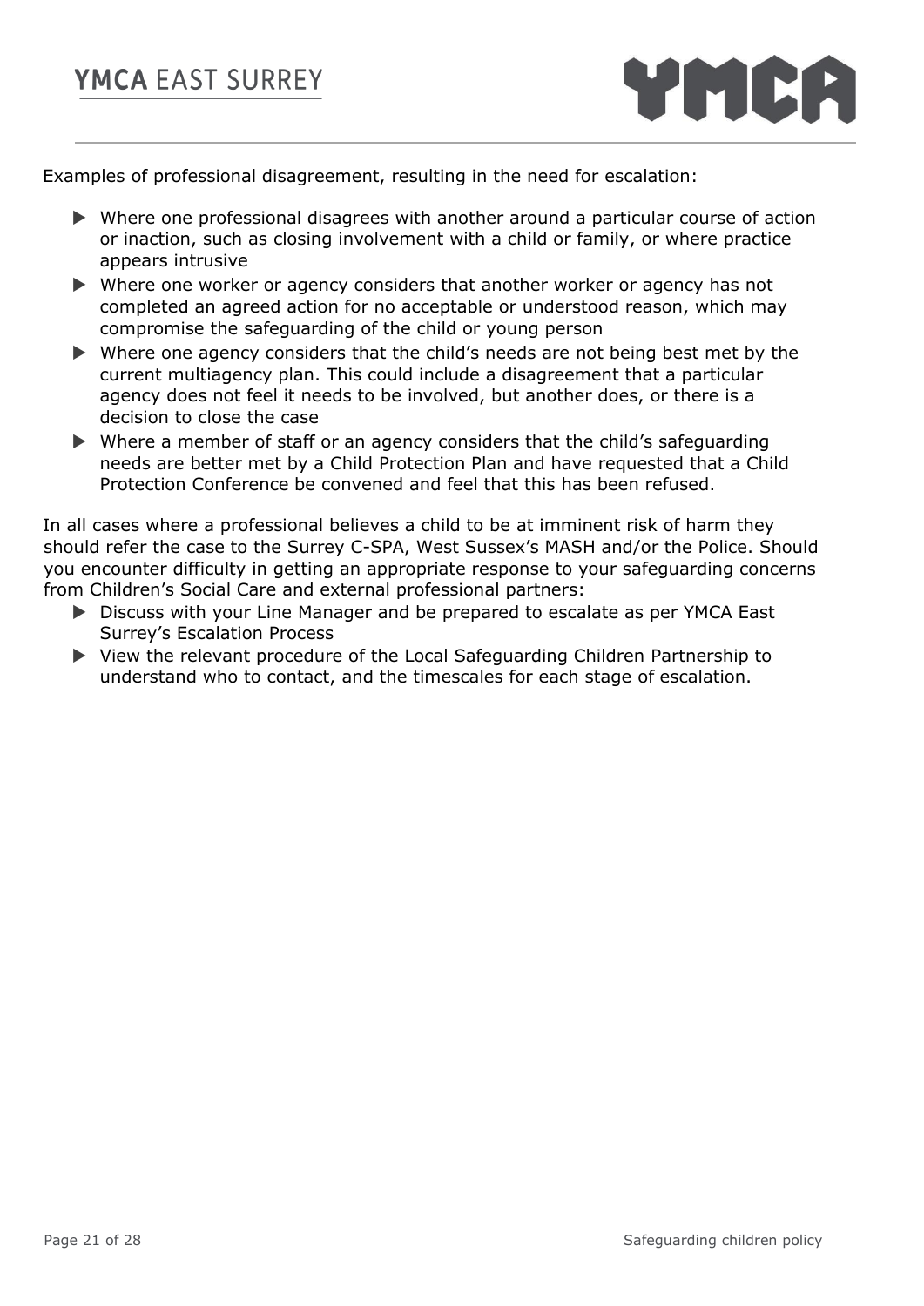Examples of professional disagreement, resulting in the need for escalation:

- Where one professional disagrees with another around a particular course of action or inaction, such as closing involvement with a child or family, or where practice appears intrusive
- Where one worker or agency considers that another worker or agency has not completed an agreed action for no acceptable or understood reason, which may compromise the safeguarding of the child or young person
- Where one agency considers that the child's needs are not being best met by the current multiagency plan. This could include a disagreement that a particular agency does not feel it needs to be involved, but another does, or there is a decision to close the case
- Where a member of staff or an agency considers that the child's safeguarding needs are better met by a Child Protection Plan and have requested that a Child Protection Conference be convened and feel that this has been refused.

In all cases where a professional believes a child to be at imminent risk of harm they should refer the case to the Surrey C-SPA, West Sussex's MASH and/or the Police. Should you encounter difficulty in getting an appropriate response to your safeguarding concerns from Children's Social Care and external professional partners:

- Discuss with your Line Manager and be prepared to escalate as per YMCA East Surrey's Escalation Process
- View the relevant procedure of the Local Safeguarding Children Partnership to understand who to contact, and the timescales for each stage of escalation.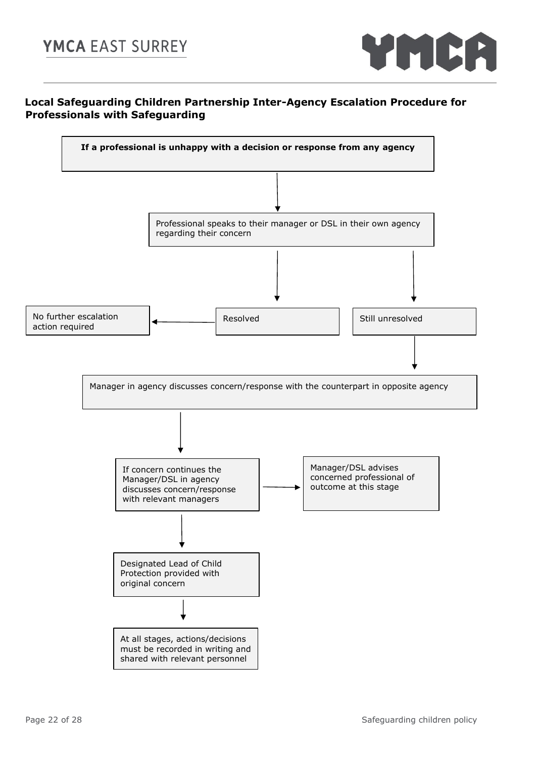**Local Safeguarding Children Partnership Inter-Agency Escalation Procedure for Professionals with Safeguarding**

**If a professional is unhappy with a decision or response from any agency**

↓

Professional speaks to their manager or DSL in their own agency regarding their concern

↓

- Resolved → No further escalation action required
- Still unresolved ↓

Manager in agency discusses concern/response with the counterpart in opposite agency

↓

If concern continues the Manager/DSL in agency discusses concern/response with relevant managers → Manager/DSL advises concerned professional of outcome at this stage

↓

Designated Lead of Child Protection provided with original concern

↓

At all stages, actions/decisions must be recorded in writing and shared with relevant personnel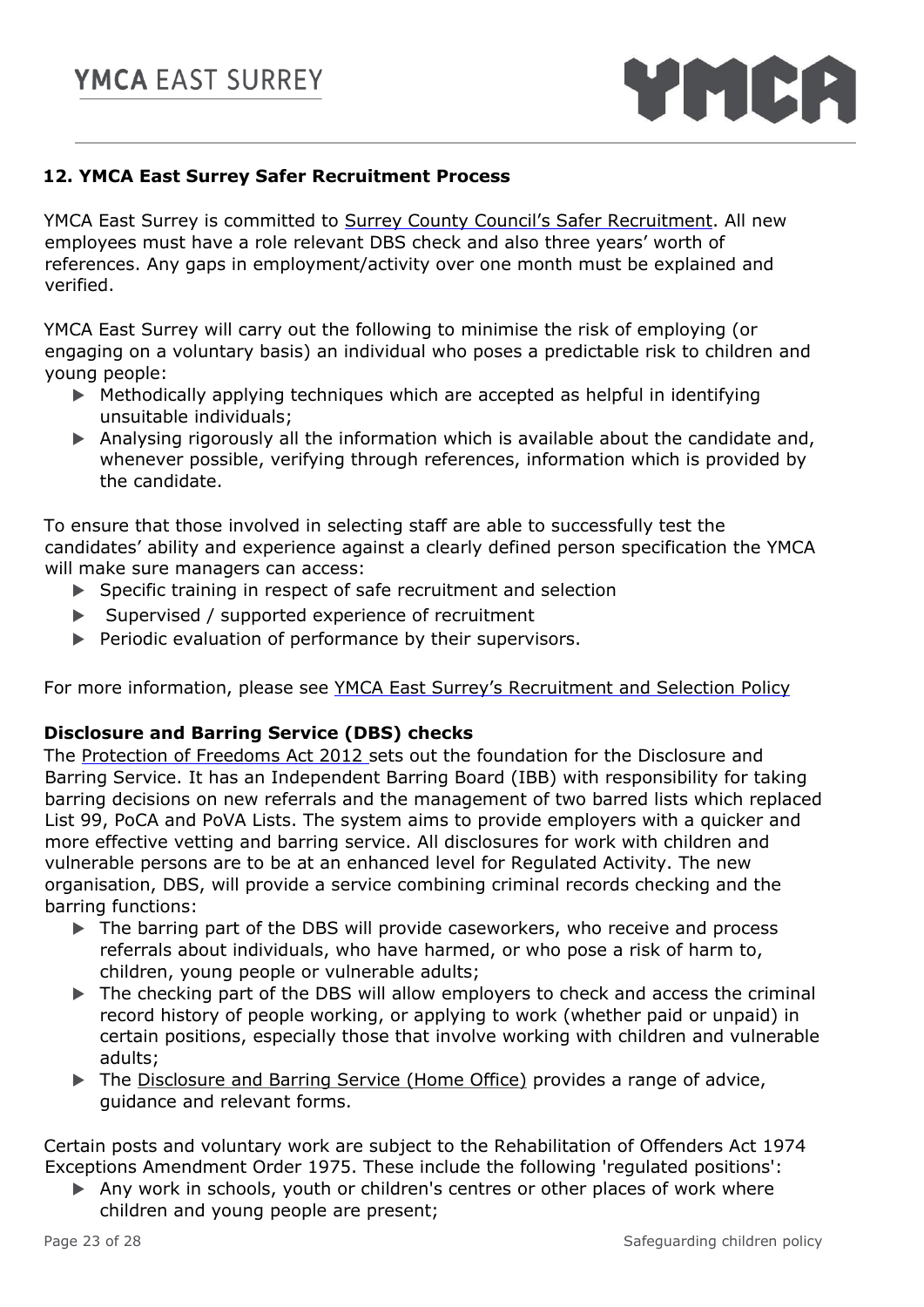## 12. YMCA East Surrey Safer Recruitment Process

YMCA East Surrey is committed to Surrey County Council's Safer Recruitment. All new employees must have a role relevant DBS check and also three years' worth of references. Any gaps in employment/activity over one month must be explained and verified.

YMCA East Surrey will carry out the following to minimise the risk of employing (or engaging on a voluntary basis) an individual who poses a predictable risk to children and young people:

- Methodically applying techniques which are accepted as helpful in identifying unsuitable individuals;
- Analysing rigorously all the information which is available about the candidate and, whenever possible, verifying through references, information which is provided by the candidate.

To ensure that those involved in selecting staff are able to successfully test the candidates' ability and experience against a clearly defined person specification the YMCA will make sure managers can access:

- Specific training in respect of safe recruitment and selection
- Supervised / supported experience of recruitment
- Periodic evaluation of performance by their supervisors.

For more information, please see YMCA East Surrey's Recruitment and Selection Policy

### Disclosure and Barring Service (DBS) checks

The Protection of Freedoms Act 2012 sets out the foundation for the Disclosure and Barring Service. It has an Independent Barring Board (IBB) with responsibility for taking barring decisions on new referrals and the management of two barred lists which replaced List 99, PoCA and PoVA Lists. The system aims to provide employers with a quicker and more effective vetting and barring service. All disclosures for work with children and vulnerable persons are to be at an enhanced level for Regulated Activity. The new organisation, DBS, will provide a service combining criminal records checking and the barring functions:

- The barring part of the DBS will provide caseworkers, who receive and process referrals about individuals, who have harmed, or who pose a risk of harm to, children, young people or vulnerable adults;
- The checking part of the DBS will allow employers to check and access the criminal record history of people working, or applying to work (whether paid or unpaid) in certain positions, especially those that involve working with children and vulnerable adults;
- The Disclosure and Barring Service (Home Office) provides a range of advice, guidance and relevant forms.

Certain posts and voluntary work are subject to the Rehabilitation of Offenders Act 1974 Exceptions Amendment Order 1975. These include the following 'regulated positions':

- Any work in schools, youth or children's centres or other places of work where children and young people are present;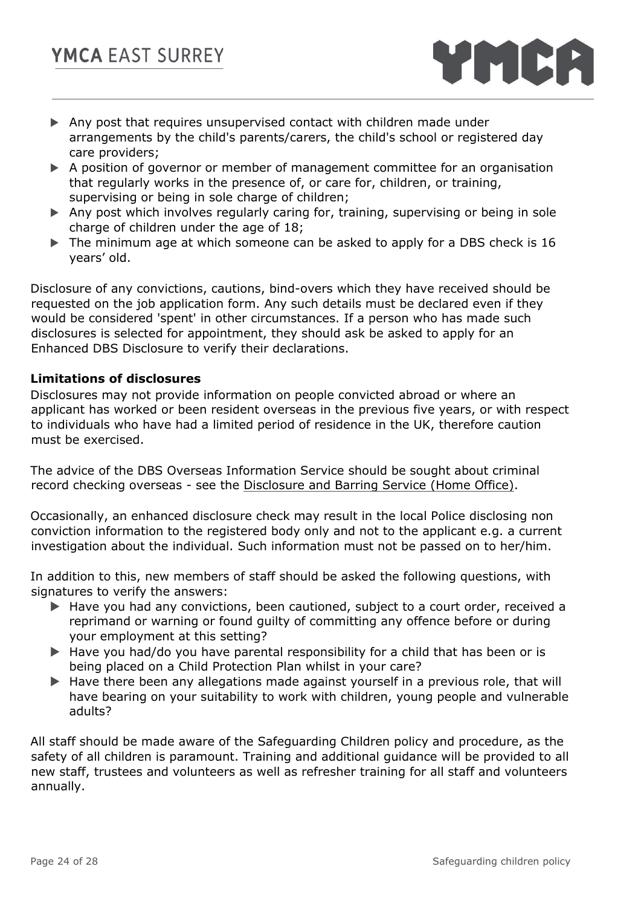- Any post that requires unsupervised contact with children made under arrangements by the child's parents/carers, the child's school or registered day care providers;
- A position of governor or member of management committee for an organisation that regularly works in the presence of, or care for, children, or training, supervising or being in sole charge of children;
- Any post which involves regularly caring for, training, supervising or being in sole charge of children under the age of 18;
- The minimum age at which someone can be asked to apply for a DBS check is 16 years' old.

Disclosure of any convictions, cautions, bind-overs which they have received should be requested on the job application form. Any such details must be declared even if they would be considered 'spent' in other circumstances. If a person who has made such disclosures is selected for appointment, they should ask be asked to apply for an Enhanced DBS Disclosure to verify their declarations.

**Limitations of disclosures**

Disclosures may not provide information on people convicted abroad or where an applicant has worked or been resident overseas in the previous five years, or with respect to individuals who have had a limited period of residence in the UK, therefore caution must be exercised.

The advice of the DBS Overseas Information Service should be sought about criminal record checking overseas - see the Disclosure and Barring Service (Home Office).

Occasionally, an enhanced disclosure check may result in the local Police disclosing non conviction information to the registered body only and not to the applicant e.g. a current investigation about the individual. Such information must not be passed on to her/him.

In addition to this, new members of staff should be asked the following questions, with signatures to verify the answers:

- Have you had any convictions, been cautioned, subject to a court order, received a reprimand or warning or found guilty of committing any offence before or during your employment at this setting?
- Have you had/do you have parental responsibility for a child that has been or is being placed on a Child Protection Plan whilst in your care?
- Have there been any allegations made against yourself in a previous role, that will have bearing on your suitability to work with children, young people and vulnerable adults?

All staff should be made aware of the Safeguarding Children policy and procedure, as the safety of all children is paramount. Training and additional guidance will be provided to all new staff, trustees and volunteers as well as refresher training for all staff and volunteers annually.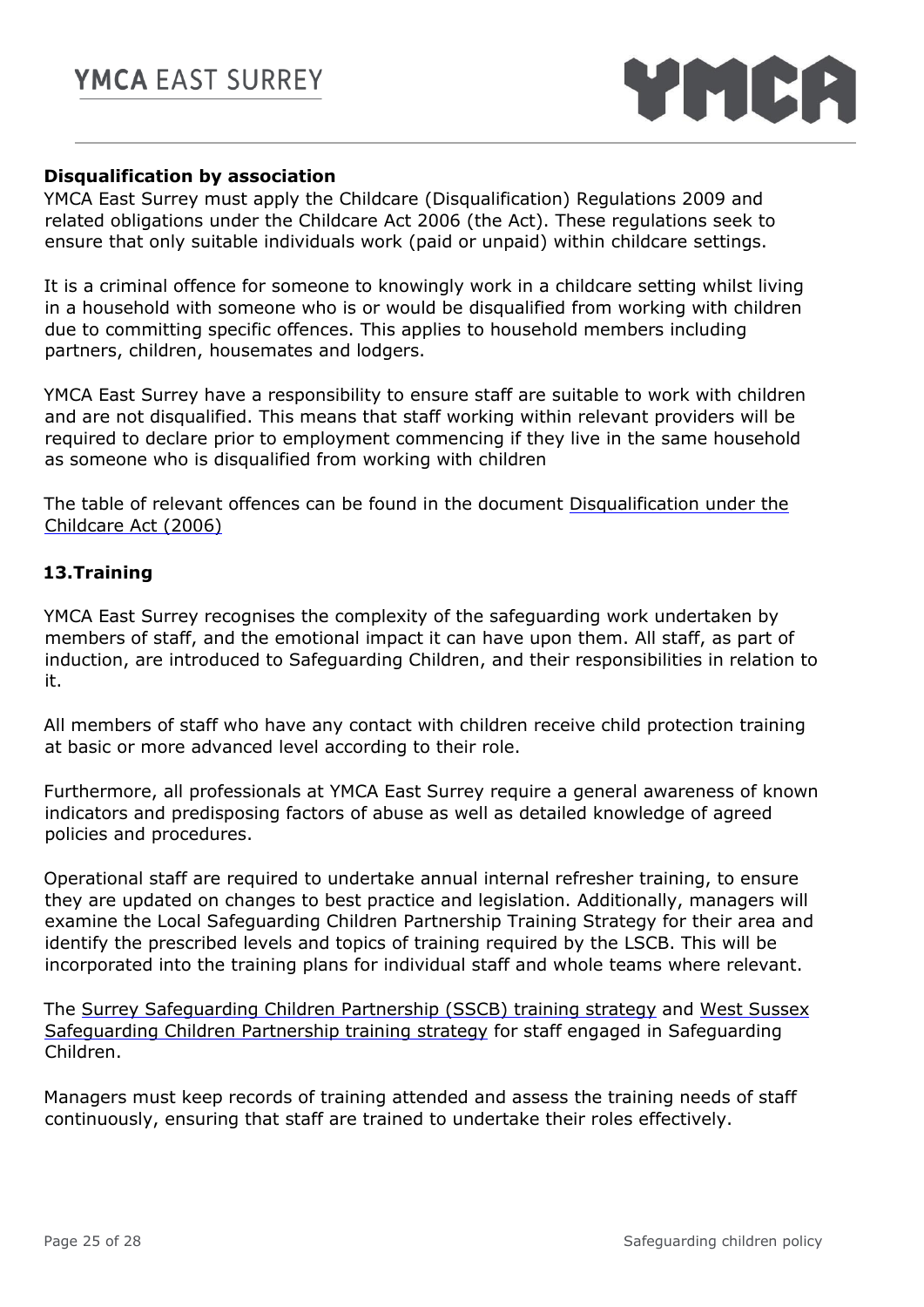### Disqualification by association

YMCA East Surrey must apply the Childcare (Disqualification) Regulations 2009 and related obligations under the Childcare Act 2006 (the Act). These regulations seek to ensure that only suitable individuals work (paid or unpaid) within childcare settings.

It is a criminal offence for someone to knowingly work in a childcare setting whilst living in a household with someone who is or would be disqualified from working with children due to committing specific offences. This applies to household members including partners, children, housemates and lodgers.

YMCA East Surrey have a responsibility to ensure staff are suitable to work with children and are not disqualified. This means that staff working within relevant providers will be required to declare prior to employment commencing if they live in the same household as someone who is disqualified from working with children

The table of relevant offences can be found in the document Disqualification under the Childcare Act (2006)

## 13.Training

YMCA East Surrey recognises the complexity of the safeguarding work undertaken by members of staff, and the emotional impact it can have upon them. All staff, as part of induction, are introduced to Safeguarding Children, and their responsibilities in relation to it.

All members of staff who have any contact with children receive child protection training at basic or more advanced level according to their role.

Furthermore, all professionals at YMCA East Surrey require a general awareness of known indicators and predisposing factors of abuse as well as detailed knowledge of agreed policies and procedures.

Operational staff are required to undertake annual internal refresher training, to ensure they are updated on changes to best practice and legislation. Additionally, managers will examine the Local Safeguarding Children Partnership Training Strategy for their area and identify the prescribed levels and topics of training required by the LSCB. This will be incorporated into the training plans for individual staff and whole teams where relevant.

The Surrey Safeguarding Children Partnership (SSCB) training strategy and West Sussex Safeguarding Children Partnership training strategy for staff engaged in Safeguarding Children.

Managers must keep records of training attended and assess the training needs of staff continuously, ensuring that staff are trained to undertake their roles effectively.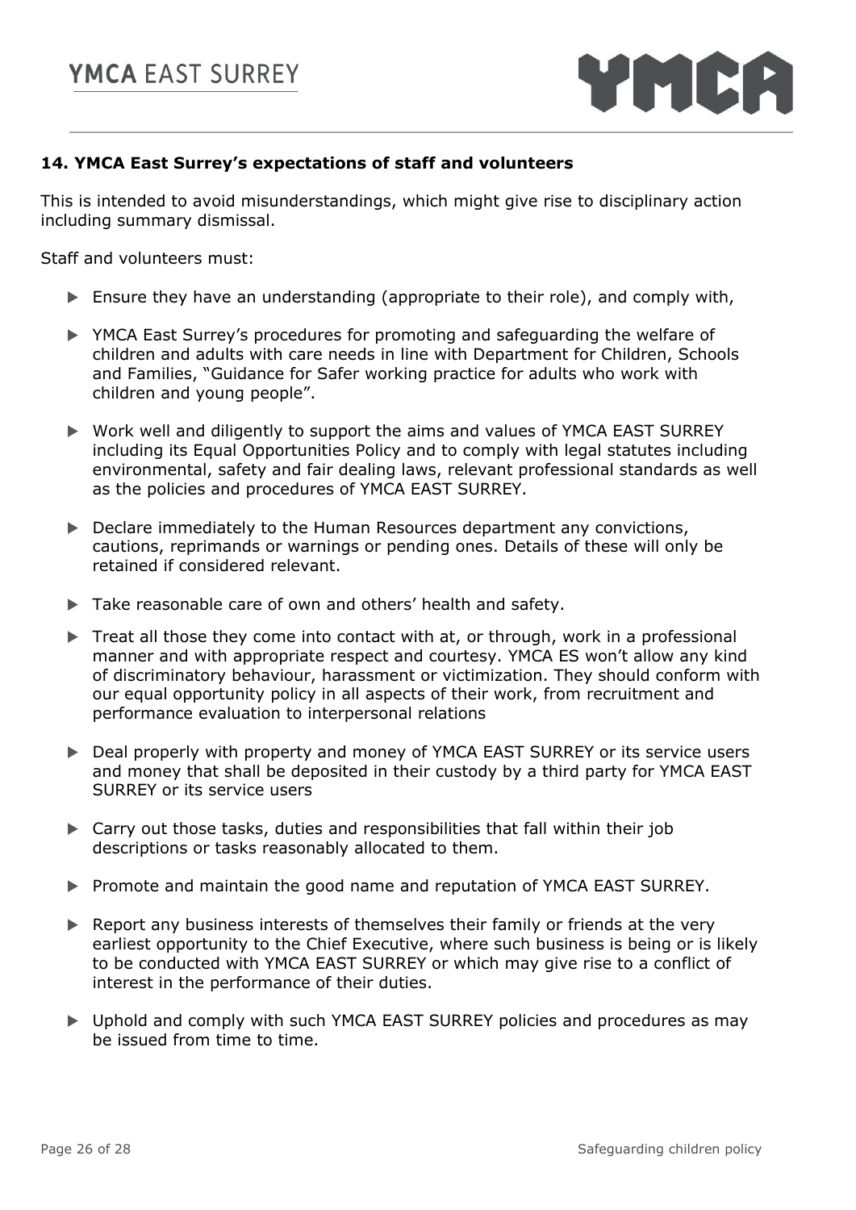## 14. YMCA East Surrey's expectations of staff and volunteers

This is intended to avoid misunderstandings, which might give rise to disciplinary action including summary dismissal.

Staff and volunteers must:

- Ensure they have an understanding (appropriate to their role), and comply with,
- YMCA East Surrey's procedures for promoting and safeguarding the welfare of children and adults with care needs in line with Department for Children, Schools and Families, "Guidance for Safer working practice for adults who work with children and young people".
- Work well and diligently to support the aims and values of YMCA EAST SURREY including its Equal Opportunities Policy and to comply with legal statutes including environmental, safety and fair dealing laws, relevant professional standards as well as the policies and procedures of YMCA EAST SURREY.
- Declare immediately to the Human Resources department any convictions, cautions, reprimands or warnings or pending ones. Details of these will only be retained if considered relevant.
- Take reasonable care of own and others' health and safety.
- Treat all those they come into contact with at, or through, work in a professional manner and with appropriate respect and courtesy. YMCA ES won't allow any kind of discriminatory behaviour, harassment or victimization. They should conform with our equal opportunity policy in all aspects of their work, from recruitment and performance evaluation to interpersonal relations
- Deal properly with property and money of YMCA EAST SURREY or its service users and money that shall be deposited in their custody by a third party for YMCA EAST SURREY or its service users
- Carry out those tasks, duties and responsibilities that fall within their job descriptions or tasks reasonably allocated to them.
- Promote and maintain the good name and reputation of YMCA EAST SURREY.
- Report any business interests of themselves their family or friends at the very earliest opportunity to the Chief Executive, where such business is being or is likely to be conducted with YMCA EAST SURREY or which may give rise to a conflict of interest in the performance of their duties.
- Uphold and comply with such YMCA EAST SURREY policies and procedures as may be issued from time to time.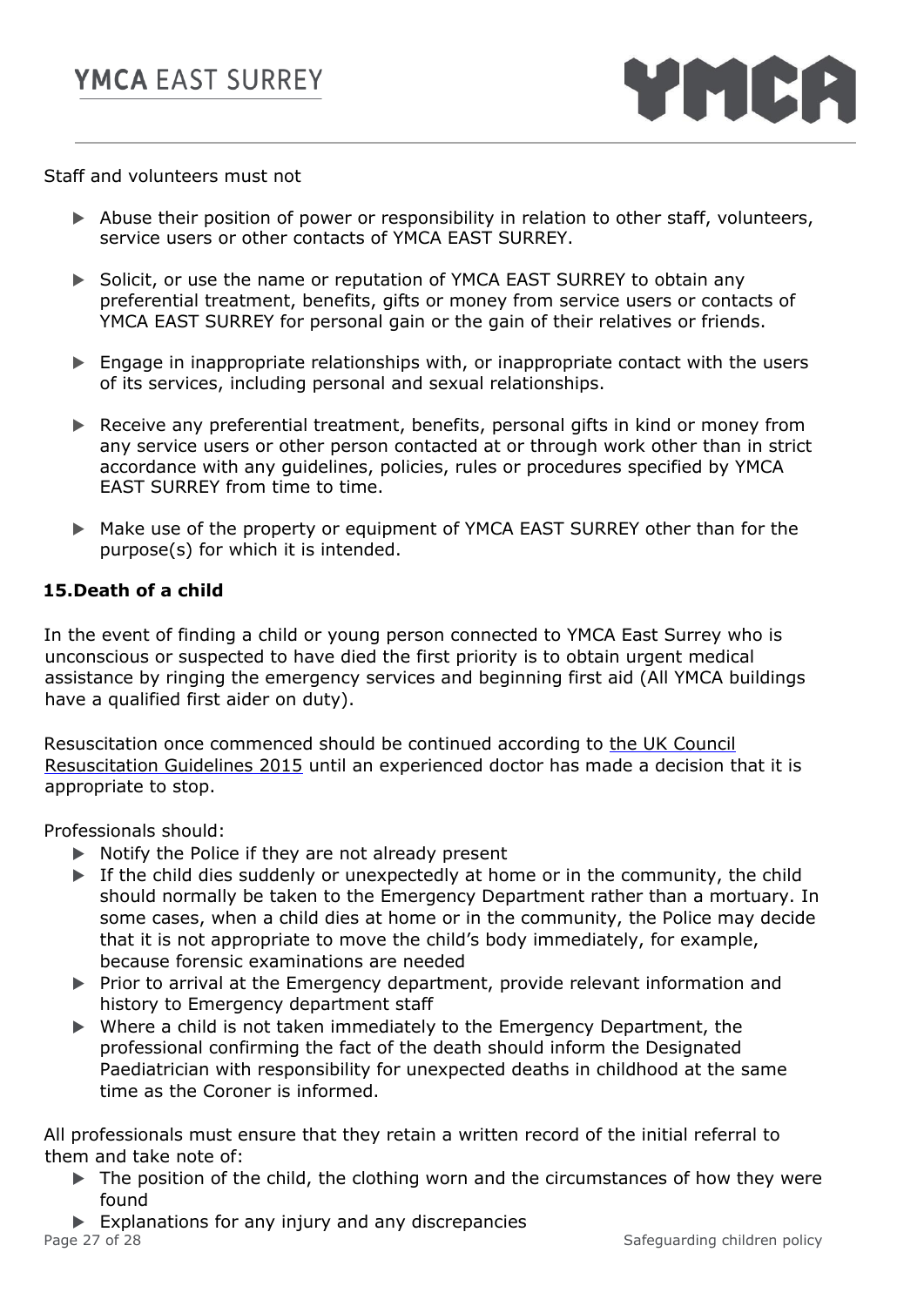Staff and volunteers must not

- Abuse their position of power or responsibility in relation to other staff, volunteers, service users or other contacts of YMCA EAST SURREY.
- Solicit, or use the name or reputation of YMCA EAST SURREY to obtain any preferential treatment, benefits, gifts or money from service users or contacts of YMCA EAST SURREY for personal gain or the gain of their relatives or friends.
- Engage in inappropriate relationships with, or inappropriate contact with the users of its services, including personal and sexual relationships.
- Receive any preferential treatment, benefits, personal gifts in kind or money from any service users or other person contacted at or through work other than in strict accordance with any guidelines, policies, rules or procedures specified by YMCA EAST SURREY from time to time.
- Make use of the property or equipment of YMCA EAST SURREY other than for the purpose(s) for which it is intended.

## 15. Death of a child

In the event of finding a child or young person connected to YMCA East Surrey who is unconscious or suspected to have died the first priority is to obtain urgent medical assistance by ringing the emergency services and beginning first aid (All YMCA buildings have a qualified first aider on duty).

Resuscitation once commenced should be continued according to the UK Council Resuscitation Guidelines 2015 until an experienced doctor has made a decision that it is appropriate to stop.

Professionals should:

- Notify the Police if they are not already present
- If the child dies suddenly or unexpectedly at home or in the community, the child should normally be taken to the Emergency Department rather than a mortuary. In some cases, when a child dies at home or in the community, the Police may decide that it is not appropriate to move the child's body immediately, for example, because forensic examinations are needed
- Prior to arrival at the Emergency department, provide relevant information and history to Emergency department staff
- Where a child is not taken immediately to the Emergency Department, the professional confirming the fact of the death should inform the Designated Paediatrician with responsibility for unexpected deaths in childhood at the same time as the Coroner is informed.

All professionals must ensure that they retain a written record of the initial referral to them and take note of:

- The position of the child, the clothing worn and the circumstances of how they were found
- Explanations for any injury and any discrepancies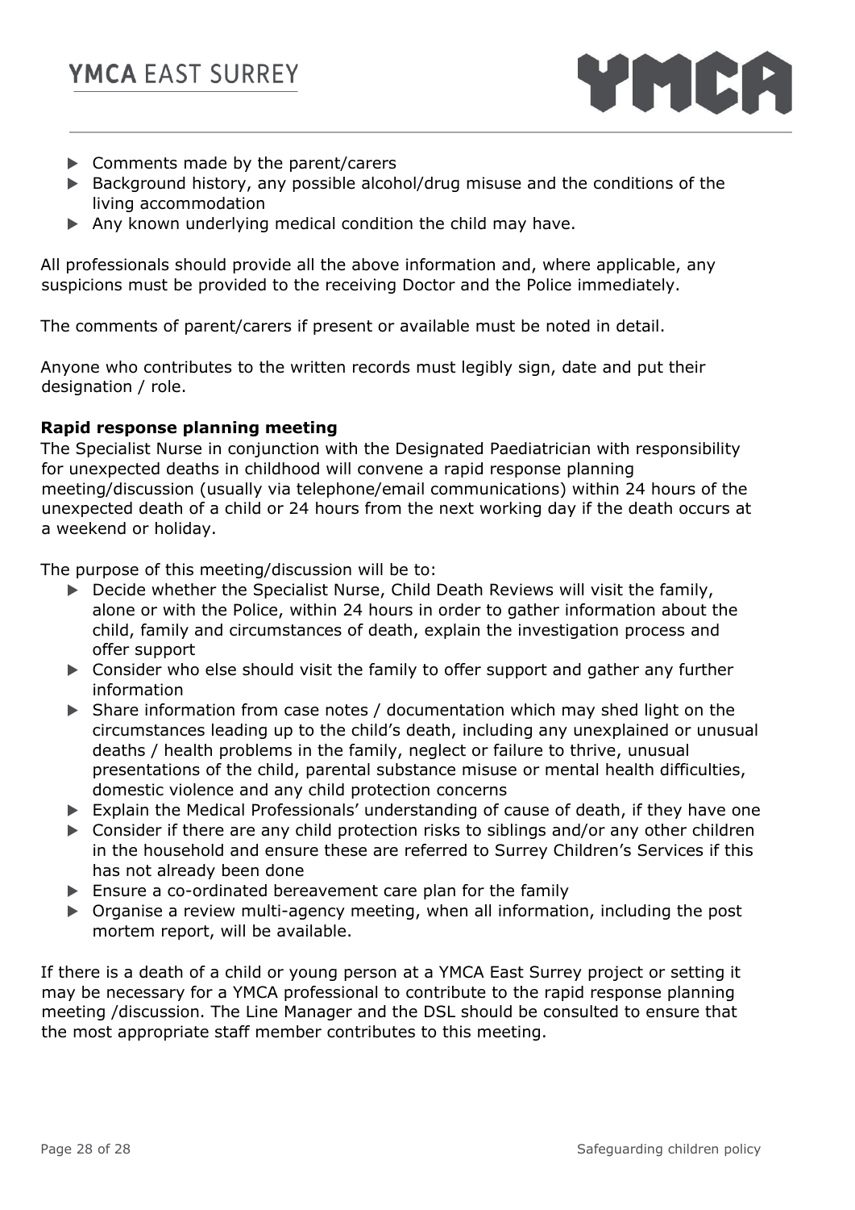- Comments made by the parent/carers
- Background history, any possible alcohol/drug misuse and the conditions of the living accommodation
- Any known underlying medical condition the child may have.

All professionals should provide all the above information and, where applicable, any suspicions must be provided to the receiving Doctor and the Police immediately.

The comments of parent/carers if present or available must be noted in detail.

Anyone who contributes to the written records must legibly sign, date and put their designation / role.

**Rapid response planning meeting**

The Specialist Nurse in conjunction with the Designated Paediatrician with responsibility for unexpected deaths in childhood will convene a rapid response planning meeting/discussion (usually via telephone/email communications) within 24 hours of the unexpected death of a child or 24 hours from the next working day if the death occurs at a weekend or holiday.

The purpose of this meeting/discussion will be to:

- Decide whether the Specialist Nurse, Child Death Reviews will visit the family, alone or with the Police, within 24 hours in order to gather information about the child, family and circumstances of death, explain the investigation process and offer support
- Consider who else should visit the family to offer support and gather any further information
- Share information from case notes / documentation which may shed light on the circumstances leading up to the child's death, including any unexplained or unusual deaths / health problems in the family, neglect or failure to thrive, unusual presentations of the child, parental substance misuse or mental health difficulties, domestic violence and any child protection concerns
- Explain the Medical Professionals' understanding of cause of death, if they have one
- Consider if there are any child protection risks to siblings and/or any other children in the household and ensure these are referred to Surrey Children's Services if this has not already been done
- Ensure a co-ordinated bereavement care plan for the family
- Organise a review multi-agency meeting, when all information, including the post mortem report, will be available.

If there is a death of a child or young person at a YMCA East Surrey project or setting it may be necessary for a YMCA professional to contribute to the rapid response planning meeting /discussion. The Line Manager and the DSL should be consulted to ensure that the most appropriate staff member contributes to this meeting.